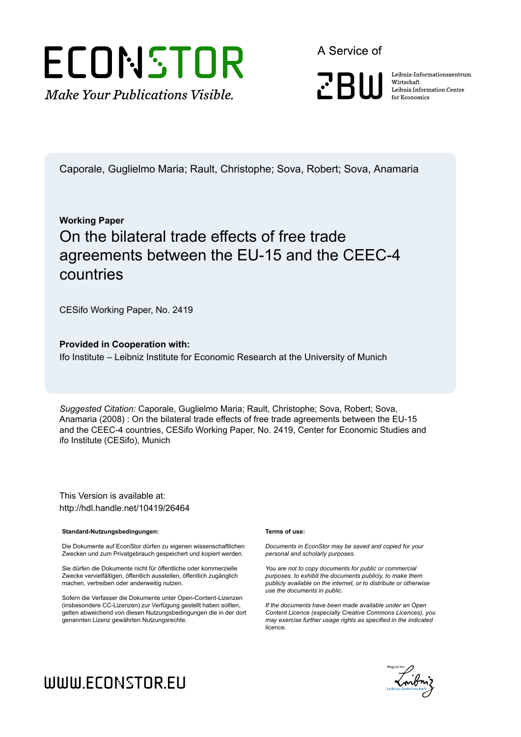ECONSTOR

*Make Your Publications Visible.*

A Service of

ZBW

Leibniz-Informationszentrum Wirtschaft
Leibniz Information Centre for Economics

Caporale, Guglielmo Maria; Rault, Christophe; Sova, Robert; Sova, Anamaria

**Working Paper**

# On the bilateral trade effects of free trade agreements between the EU-15 and the CEEC-4 countries

CESifo Working Paper, No. 2419

**Provided in Cooperation with:**

Ifo Institute – Leibniz Institute for Economic Research at the University of Munich

*Suggested Citation:* Caporale, Guglielmo Maria; Rault, Christophe; Sova, Robert; Sova, Anamaria (2008) : On the bilateral trade effects of free trade agreements between the EU-15 and the CEEC-4 countries, CESifo Working Paper, No. 2419, Center for Economic Studies and ifo Institute (CESifo), Munich

This Version is available at:
http://hdl.handle.net/10419/26464

**Standard-Nutzungsbedingungen:**

Die Dokumente auf EconStor dürfen zu eigenen wissenschaftlichen Zwecken und zum Privatgebrauch gespeichert und kopiert werden.

Sie dürfen die Dokumente nicht für öffentliche oder kommerzielle Zwecke vervielfältigen, öffentlich ausstellen, öffentlich zugänglich machen, vertreiben oder anderweitig nutzen.

Sofern die Verfasser die Dokumente unter Open-Content-Lizenzen (insbesondere CC-Lizenzen) zur Verfügung gestellt haben sollten, gelten abweichend von diesen Nutzungsbedingungen die in der dort genannten Lizenz gewährten Nutzungsrechte.

**Terms of use:**

*Documents in EconStor may be saved and copied for your personal and scholarly purposes.*

*You are not to copy documents for public or commercial purposes, to exhibit the documents publicly, to make them publicly available on the internet, or to distribute or otherwise use the documents in public.*

*If the documents have been made available under an Open Content Licence (especially Creative Commons Licences), you may exercise further usage rights as specified in the indicated licence.*

WWW.ECONSTOR.EU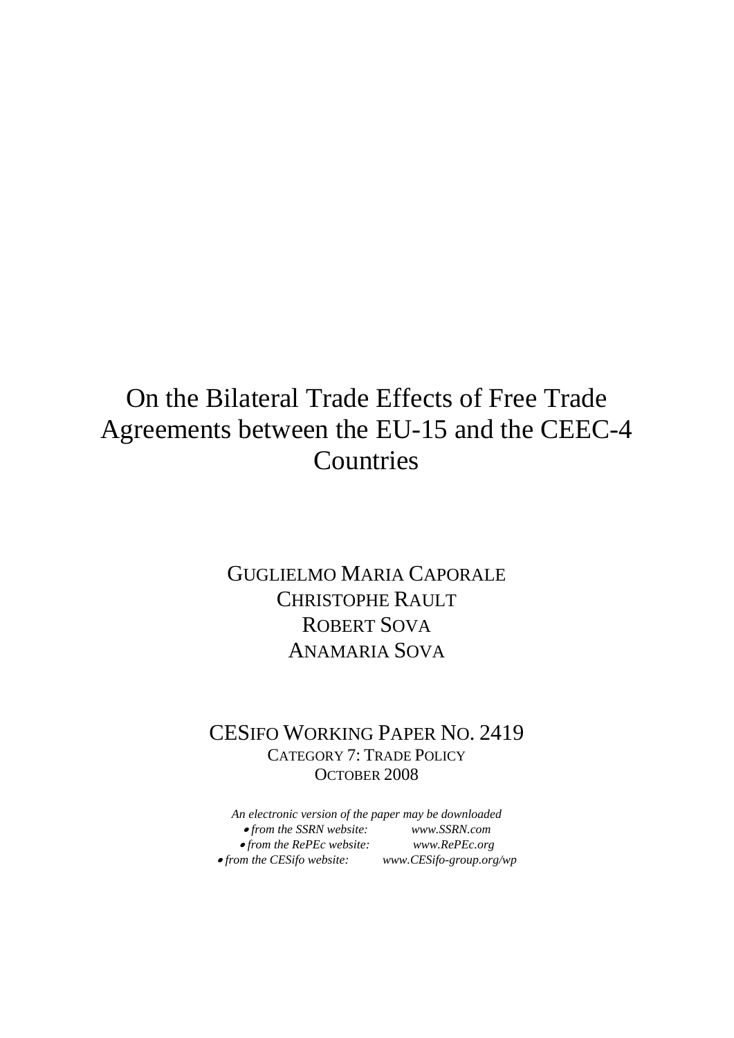# On the Bilateral Trade Effects of Free Trade Agreements between the EU-15 and the CEEC-4 Countries

GUGLIELMO MARIA CAPORALE
CHRISTOPHE RAULT
ROBERT SOVA
ANAMARIA SOVA

CESIFO WORKING PAPER NO. 2419
CATEGORY 7: TRADE POLICY
OCTOBER 2008

*An electronic version of the paper may be downloaded*

- *from the SSRN website:* *www.SSRN.com*
- *from the RePEc website:* *www.RePEc.org*
- *from the CESifo website:* *www.CESifo-group.org/wp*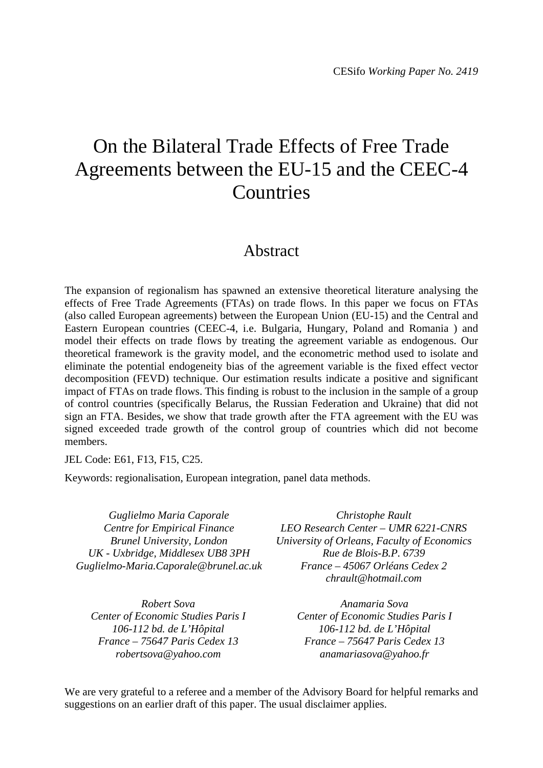CESifo *Working Paper No. 2419*

# On the Bilateral Trade Effects of Free Trade Agreements between the EU-15 and the CEEC-4 Countries

## Abstract

The expansion of regionalism has spawned an extensive theoretical literature analysing the effects of Free Trade Agreements (FTAs) on trade flows. In this paper we focus on FTAs (also called European agreements) between the European Union (EU-15) and the Central and Eastern European countries (CEEC-4, i.e. Bulgaria, Hungary, Poland and Romania ) and model their effects on trade flows by treating the agreement variable as endogenous. Our theoretical framework is the gravity model, and the econometric method used to isolate and eliminate the potential endogeneity bias of the agreement variable is the fixed effect vector decomposition (FEVD) technique. Our estimation results indicate a positive and significant impact of FTAs on trade flows. This finding is robust to the inclusion in the sample of a group of control countries (specifically Belarus, the Russian Federation and Ukraine) that did not sign an FTA. Besides, we show that trade growth after the FTA agreement with the EU was signed exceeded trade growth of the control group of countries which did not become members.

JEL Code: E61, F13, F15, C25.

Keywords: regionalisation, European integration, panel data methods.

*Guglielmo Maria Caporale*
*Centre for Empirical Finance*
*Brunel University, London*
*UK - Uxbridge, Middlesex UB8 3PH*
*Guglielmo-Maria.Caporale@brunel.ac.uk*

*Christophe Rault*
*LEO Research Center – UMR 6221-CNRS*
*University of Orleans, Faculty of Economics*
*Rue de Blois-B.P. 6739*
*France – 45067 Orléans Cedex 2*
*chrault@hotmail.com*

*Robert Sova*
*Center of Economic Studies Paris I*
*106-112 bd. de L'Hôpital*
*France – 75647 Paris Cedex 13*
*robertsova@yahoo.com*

*Anamaria Sova*
*Center of Economic Studies Paris I*
*106-112 bd. de L'Hôpital*
*France – 75647 Paris Cedex 13*
*anamariasova@yahoo.fr*

We are very grateful to a referee and a member of the Advisory Board for helpful remarks and suggestions on an earlier draft of this paper. The usual disclaimer applies.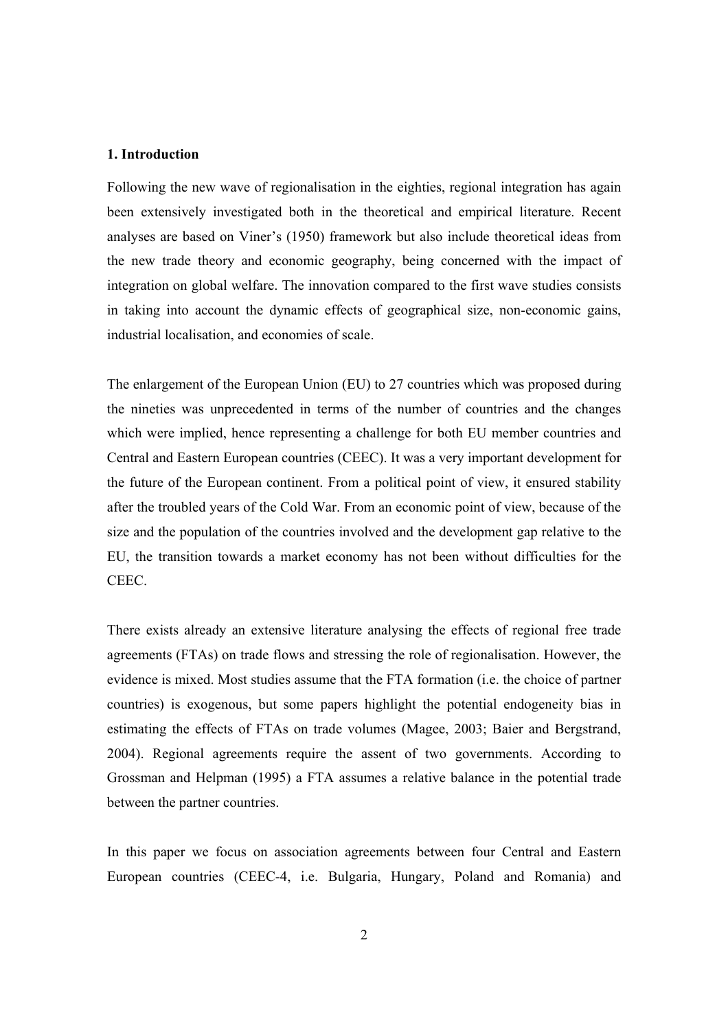## 1. Introduction

Following the new wave of regionalisation in the eighties, regional integration has again been extensively investigated both in the theoretical and empirical literature. Recent analyses are based on Viner's (1950) framework but also include theoretical ideas from the new trade theory and economic geography, being concerned with the impact of integration on global welfare. The innovation compared to the first wave studies consists in taking into account the dynamic effects of geographical size, non-economic gains, industrial localisation, and economies of scale.

The enlargement of the European Union (EU) to 27 countries which was proposed during the nineties was unprecedented in terms of the number of countries and the changes which were implied, hence representing a challenge for both EU member countries and Central and Eastern European countries (CEEC). It was a very important development for the future of the European continent. From a political point of view, it ensured stability after the troubled years of the Cold War. From an economic point of view, because of the size and the population of the countries involved and the development gap relative to the EU, the transition towards a market economy has not been without difficulties for the CEEC.

There exists already an extensive literature analysing the effects of regional free trade agreements (FTAs) on trade flows and stressing the role of regionalisation. However, the evidence is mixed. Most studies assume that the FTA formation (i.e. the choice of partner countries) is exogenous, but some papers highlight the potential endogeneity bias in estimating the effects of FTAs on trade volumes (Magee, 2003; Baier and Bergstrand, 2004). Regional agreements require the assent of two governments. According to Grossman and Helpman (1995) a FTA assumes a relative balance in the potential trade between the partner countries.

In this paper we focus on association agreements between four Central and Eastern European countries (CEEC-4, i.e. Bulgaria, Hungary, Poland and Romania) and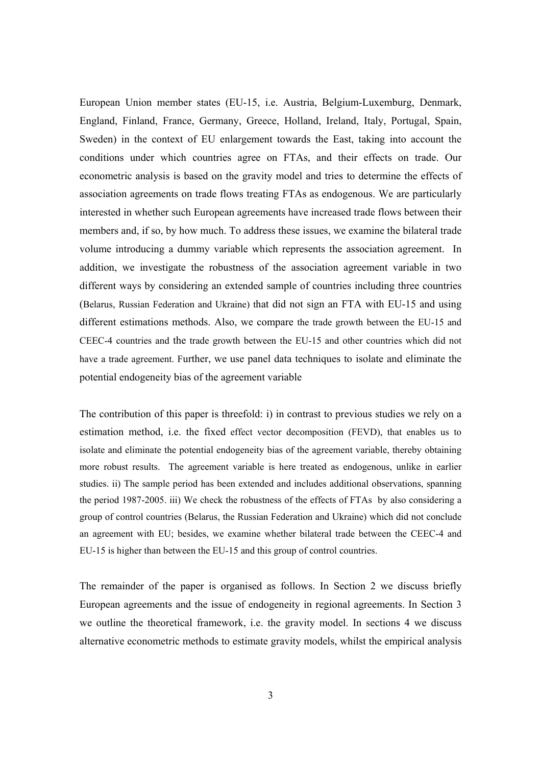European Union member states (EU-15, i.e. Austria, Belgium-Luxemburg, Denmark, England, Finland, France, Germany, Greece, Holland, Ireland, Italy, Portugal, Spain, Sweden) in the context of EU enlargement towards the East, taking into account the conditions under which countries agree on FTAs, and their effects on trade. Our econometric analysis is based on the gravity model and tries to determine the effects of association agreements on trade flows treating FTAs as endogenous. We are particularly interested in whether such European agreements have increased trade flows between their members and, if so, by how much. To address these issues, we examine the bilateral trade volume introducing a dummy variable which represents the association agreement. In addition, we investigate the robustness of the association agreement variable in two different ways by considering an extended sample of countries including three countries (Belarus, Russian Federation and Ukraine) that did not sign an FTA with EU-15 and using different estimations methods. Also, we compare the trade growth between the EU-15 and CEEC-4 countries and the trade growth between the EU-15 and other countries which did not have a trade agreement. Further, we use panel data techniques to isolate and eliminate the potential endogeneity bias of the agreement variable

The contribution of this paper is threefold: i) in contrast to previous studies we rely on a estimation method, i.e. the fixed effect vector decomposition (FEVD), that enables us to isolate and eliminate the potential endogeneity bias of the agreement variable, thereby obtaining more robust results. The agreement variable is here treated as endogenous, unlike in earlier studies. ii) The sample period has been extended and includes additional observations, spanning the period 1987-2005. iii) We check the robustness of the effects of FTAs by also considering a group of control countries (Belarus, the Russian Federation and Ukraine) which did not conclude an agreement with EU; besides, we examine whether bilateral trade between the CEEC-4 and EU-15 is higher than between the EU-15 and this group of control countries.

The remainder of the paper is organised as follows. In Section 2 we discuss briefly European agreements and the issue of endogeneity in regional agreements. In Section 3 we outline the theoretical framework, i.e. the gravity model. In sections 4 we discuss alternative econometric methods to estimate gravity models, whilst the empirical analysis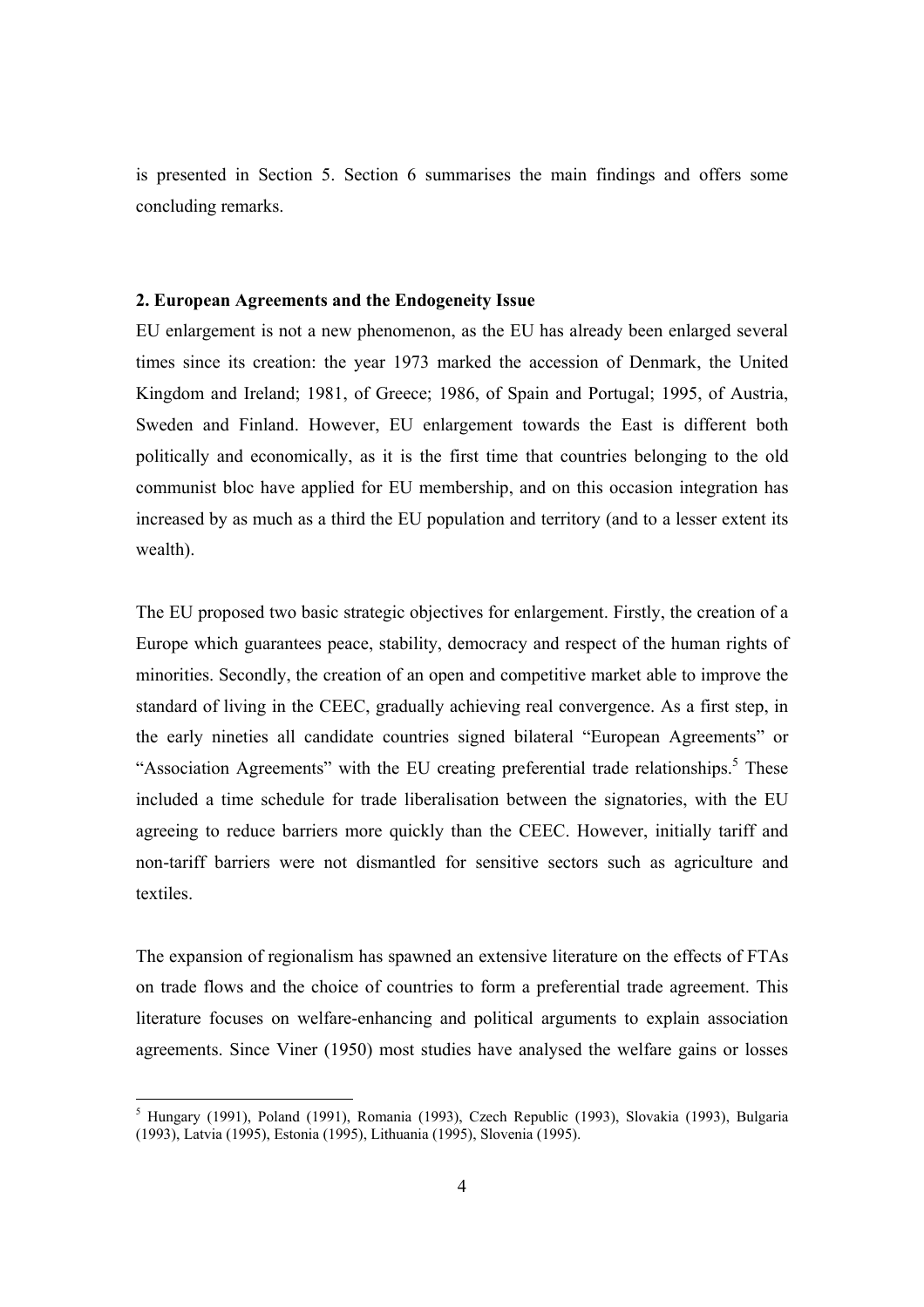is presented in Section 5. Section 6 summarises the main findings and offers some concluding remarks.

## 2. European Agreements and the Endogeneity Issue

EU enlargement is not a new phenomenon, as the EU has already been enlarged several times since its creation: the year 1973 marked the accession of Denmark, the United Kingdom and Ireland; 1981, of Greece; 1986, of Spain and Portugal; 1995, of Austria, Sweden and Finland. However, EU enlargement towards the East is different both politically and economically, as it is the first time that countries belonging to the old communist bloc have applied for EU membership, and on this occasion integration has increased by as much as a third the EU population and territory (and to a lesser extent its wealth).

The EU proposed two basic strategic objectives for enlargement. Firstly, the creation of a Europe which guarantees peace, stability, democracy and respect of the human rights of minorities. Secondly, the creation of an open and competitive market able to improve the standard of living in the CEEC, gradually achieving real convergence. As a first step, in the early nineties all candidate countries signed bilateral "European Agreements" or "Association Agreements" with the EU creating preferential trade relationships.[5] These included a time schedule for trade liberalisation between the signatories, with the EU agreeing to reduce barriers more quickly than the CEEC. However, initially tariff and non-tariff barriers were not dismantled for sensitive sectors such as agriculture and textiles.

The expansion of regionalism has spawned an extensive literature on the effects of FTAs on trade flows and the choice of countries to form a preferential trade agreement. This literature focuses on welfare-enhancing and political arguments to explain association agreements. Since Viner (1950) most studies have analysed the welfare gains or losses

---

[5] Hungary (1991), Poland (1991), Romania (1993), Czech Republic (1993), Slovakia (1993), Bulgaria (1993), Latvia (1995), Estonia (1995), Lithuania (1995), Slovenia (1995).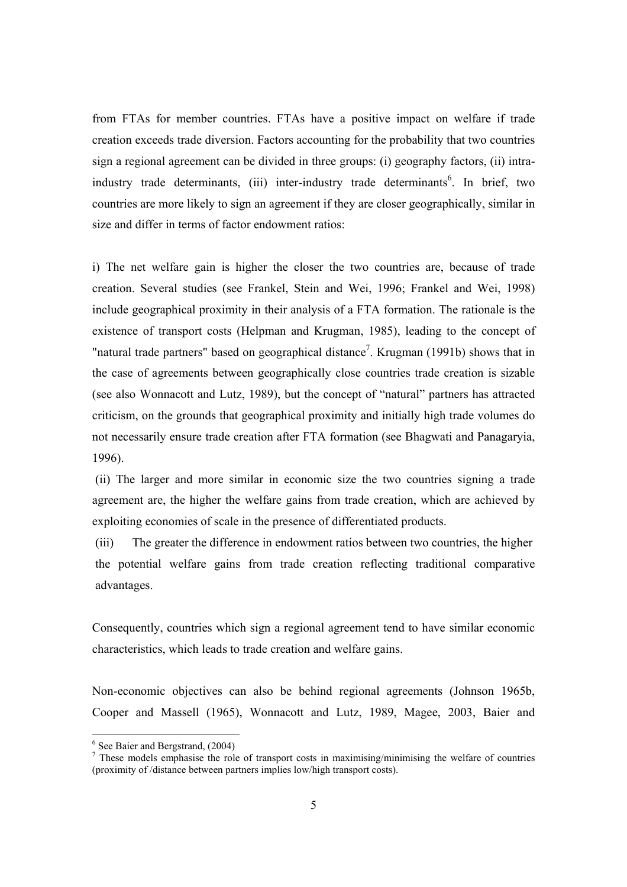from FTAs for member countries. FTAs have a positive impact on welfare if trade creation exceeds trade diversion. Factors accounting for the probability that two countries sign a regional agreement can be divided in three groups: (i) geography factors, (ii) intra-industry trade determinants, (iii) inter-industry trade determinants[6]. In brief, two countries are more likely to sign an agreement if they are closer geographically, similar in size and differ in terms of factor endowment ratios:

i) The net welfare gain is higher the closer the two countries are, because of trade creation. Several studies (see Frankel, Stein and Wei, 1996; Frankel and Wei, 1998) include geographical proximity in their analysis of a FTA formation. The rationale is the existence of transport costs (Helpman and Krugman, 1985), leading to the concept of "natural trade partners" based on geographical distance[7]. Krugman (1991b) shows that in the case of agreements between geographically close countries trade creation is sizable (see also Wonnacott and Lutz, 1989), but the concept of "natural" partners has attracted criticism, on the grounds that geographical proximity and initially high trade volumes do not necessarily ensure trade creation after FTA formation (see Bhagwati and Panagaryia, 1996).

(ii) The larger and more similar in economic size the two countries signing a trade agreement are, the higher the welfare gains from trade creation, which are achieved by exploiting economies of scale in the presence of differentiated products.

(iii) The greater the difference in endowment ratios between two countries, the higher the potential welfare gains from trade creation reflecting traditional comparative advantages.

Consequently, countries which sign a regional agreement tend to have similar economic characteristics, which leads to trade creation and welfare gains.

Non-economic objectives can also be behind regional agreements (Johnson 1965b, Cooper and Massell (1965), Wonnacott and Lutz, 1989, Magee, 2003, Baier and

[6] See Baier and Bergstrand, (2004)

[7] These models emphasise the role of transport costs in maximising/minimising the welfare of countries (proximity of /distance between partners implies low/high transport costs).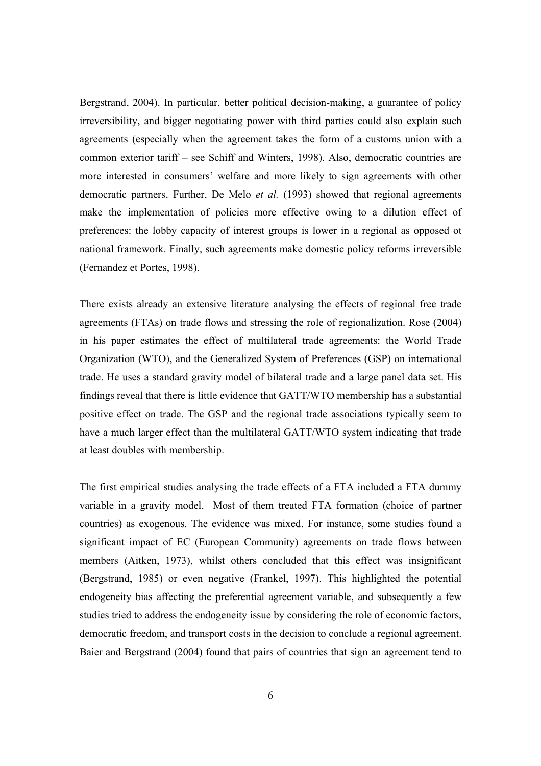Bergstrand, 2004). In particular, better political decision-making, a guarantee of policy irreversibility, and bigger negotiating power with third parties could also explain such agreements (especially when the agreement takes the form of a customs union with a common exterior tariff – see Schiff and Winters, 1998). Also, democratic countries are more interested in consumers' welfare and more likely to sign agreements with other democratic partners. Further, De Melo *et al.* (1993) showed that regional agreements make the implementation of policies more effective owing to a dilution effect of preferences: the lobby capacity of interest groups is lower in a regional as opposed ot national framework. Finally, such agreements make domestic policy reforms irreversible (Fernandez et Portes, 1998).

There exists already an extensive literature analysing the effects of regional free trade agreements (FTAs) on trade flows and stressing the role of regionalization. Rose (2004) in his paper estimates the effect of multilateral trade agreements: the World Trade Organization (WTO), and the Generalized System of Preferences (GSP) on international trade. He uses a standard gravity model of bilateral trade and a large panel data set. His findings reveal that there is little evidence that GATT/WTO membership has a substantial positive effect on trade. The GSP and the regional trade associations typically seem to have a much larger effect than the multilateral GATT/WTO system indicating that trade at least doubles with membership.

The first empirical studies analysing the trade effects of a FTA included a FTA dummy variable in a gravity model. Most of them treated FTA formation (choice of partner countries) as exogenous. The evidence was mixed. For instance, some studies found a significant impact of EC (European Community) agreements on trade flows between members (Aitken, 1973), whilst others concluded that this effect was insignificant (Bergstrand, 1985) or even negative (Frankel, 1997). This highlighted the potential endogeneity bias affecting the preferential agreement variable, and subsequently a few studies tried to address the endogeneity issue by considering the role of economic factors, democratic freedom, and transport costs in the decision to conclude a regional agreement. Baier and Bergstrand (2004) found that pairs of countries that sign an agreement tend to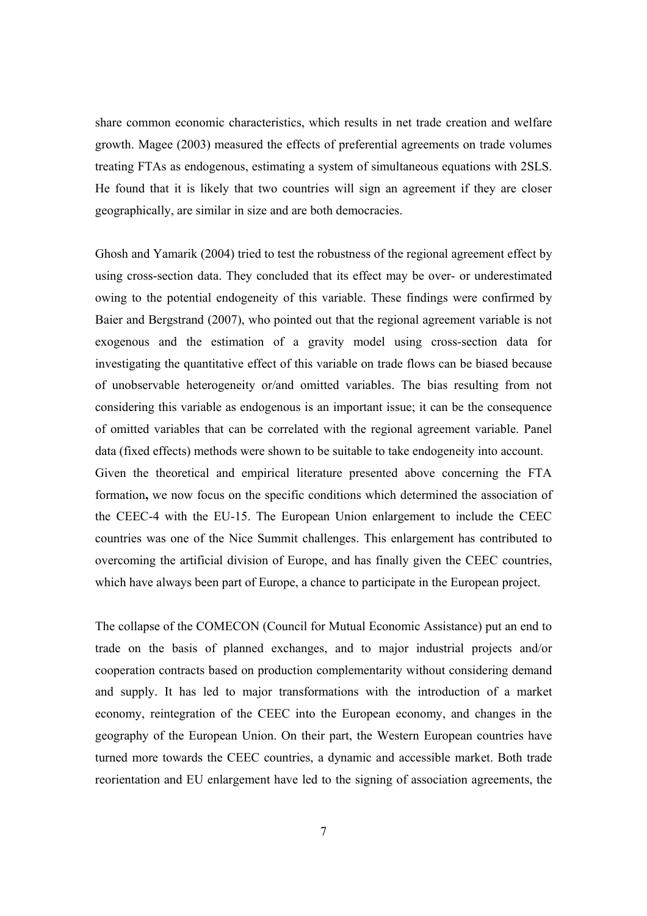share common economic characteristics, which results in net trade creation and welfare growth. Magee (2003) measured the effects of preferential agreements on trade volumes treating FTAs as endogenous, estimating a system of simultaneous equations with 2SLS. He found that it is likely that two countries will sign an agreement if they are closer geographically, are similar in size and are both democracies.

Ghosh and Yamarik (2004) tried to test the robustness of the regional agreement effect by using cross-section data. They concluded that its effect may be over- or underestimated owing to the potential endogeneity of this variable. These findings were confirmed by Baier and Bergstrand (2007), who pointed out that the regional agreement variable is not exogenous and the estimation of a gravity model using cross-section data for investigating the quantitative effect of this variable on trade flows can be biased because of unobservable heterogeneity or/and omitted variables. The bias resulting from not considering this variable as endogenous is an important issue; it can be the consequence of omitted variables that can be correlated with the regional agreement variable. Panel data (fixed effects) methods were shown to be suitable to take endogeneity into account.
Given the theoretical and empirical literature presented above concerning the FTA formation**,** we now focus on the specific conditions which determined the association of the CEEC-4 with the EU-15. The European Union enlargement to include the CEEC countries was one of the Nice Summit challenges. This enlargement has contributed to overcoming the artificial division of Europe, and has finally given the CEEC countries, which have always been part of Europe, a chance to participate in the European project.

The collapse of the COMECON (Council for Mutual Economic Assistance) put an end to trade on the basis of planned exchanges, and to major industrial projects and/or cooperation contracts based on production complementarity without considering demand and supply. It has led to major transformations with the introduction of a market economy, reintegration of the CEEC into the European economy, and changes in the geography of the European Union. On their part, the Western European countries have turned more towards the CEEC countries, a dynamic and accessible market. Both trade reorientation and EU enlargement have led to the signing of association agreements, the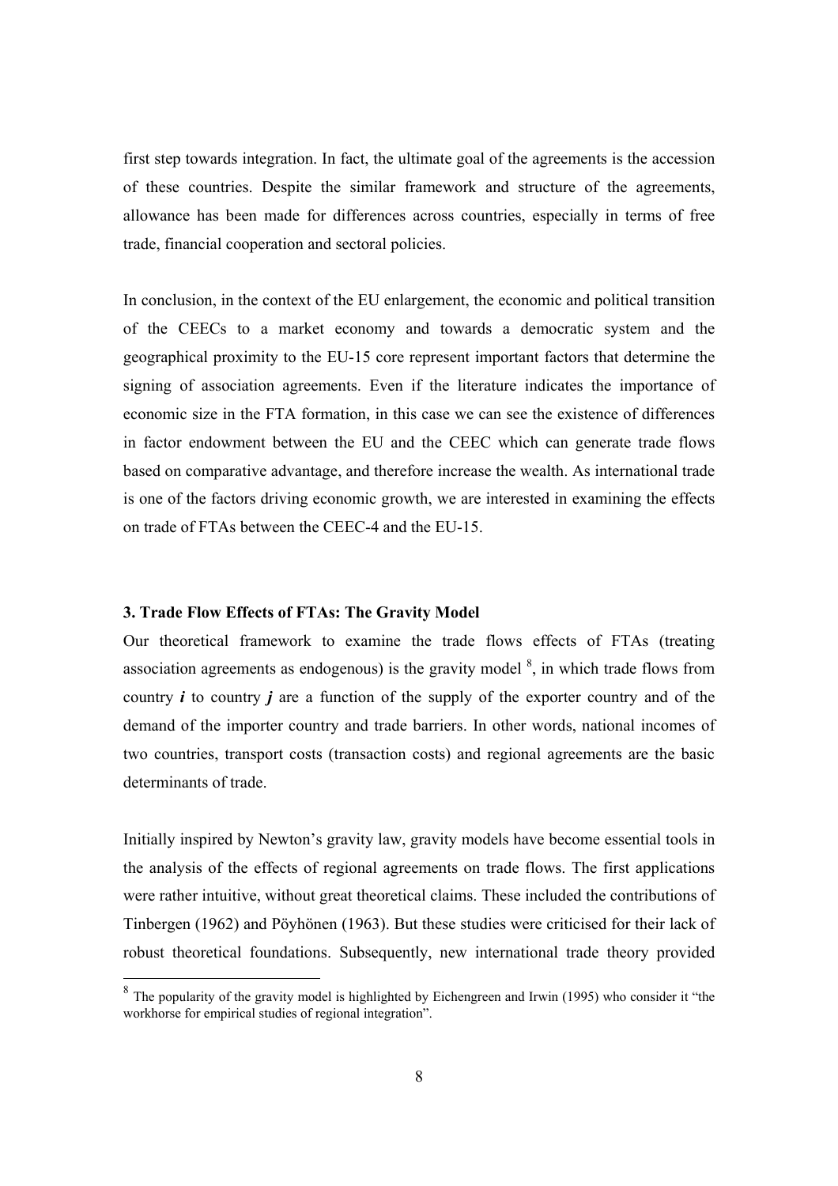first step towards integration. In fact, the ultimate goal of the agreements is the accession of these countries. Despite the similar framework and structure of the agreements, allowance has been made for differences across countries, especially in terms of free trade, financial cooperation and sectoral policies.

In conclusion, in the context of the EU enlargement, the economic and political transition of the CEECs to a market economy and towards a democratic system and the geographical proximity to the EU-15 core represent important factors that determine the signing of association agreements. Even if the literature indicates the importance of economic size in the FTA formation, in this case we can see the existence of differences in factor endowment between the EU and the CEEC which can generate trade flows based on comparative advantage, and therefore increase the wealth. As international trade is one of the factors driving economic growth, we are interested in examining the effects on trade of FTAs between the CEEC-4 and the EU-15.

### 3. Trade Flow Effects of FTAs: The Gravity Model

Our theoretical framework to examine the trade flows effects of FTAs (treating association agreements as endogenous) is the gravity model [8], in which trade flows from country $i$ to country $j$ are a function of the supply of the exporter country and of the demand of the importer country and trade barriers. In other words, national incomes of two countries, transport costs (transaction costs) and regional agreements are the basic determinants of trade.

Initially inspired by Newton's gravity law, gravity models have become essential tools in the analysis of the effects of regional agreements on trade flows. The first applications were rather intuitive, without great theoretical claims. These included the contributions of Tinbergen (1962) and Pöyhönen (1963). But these studies were criticised for their lack of robust theoretical foundations. Subsequently, new international trade theory provided

[8] The popularity of the gravity model is highlighted by Eichengreen and Irwin (1995) who consider it "the workhorse for empirical studies of regional integration".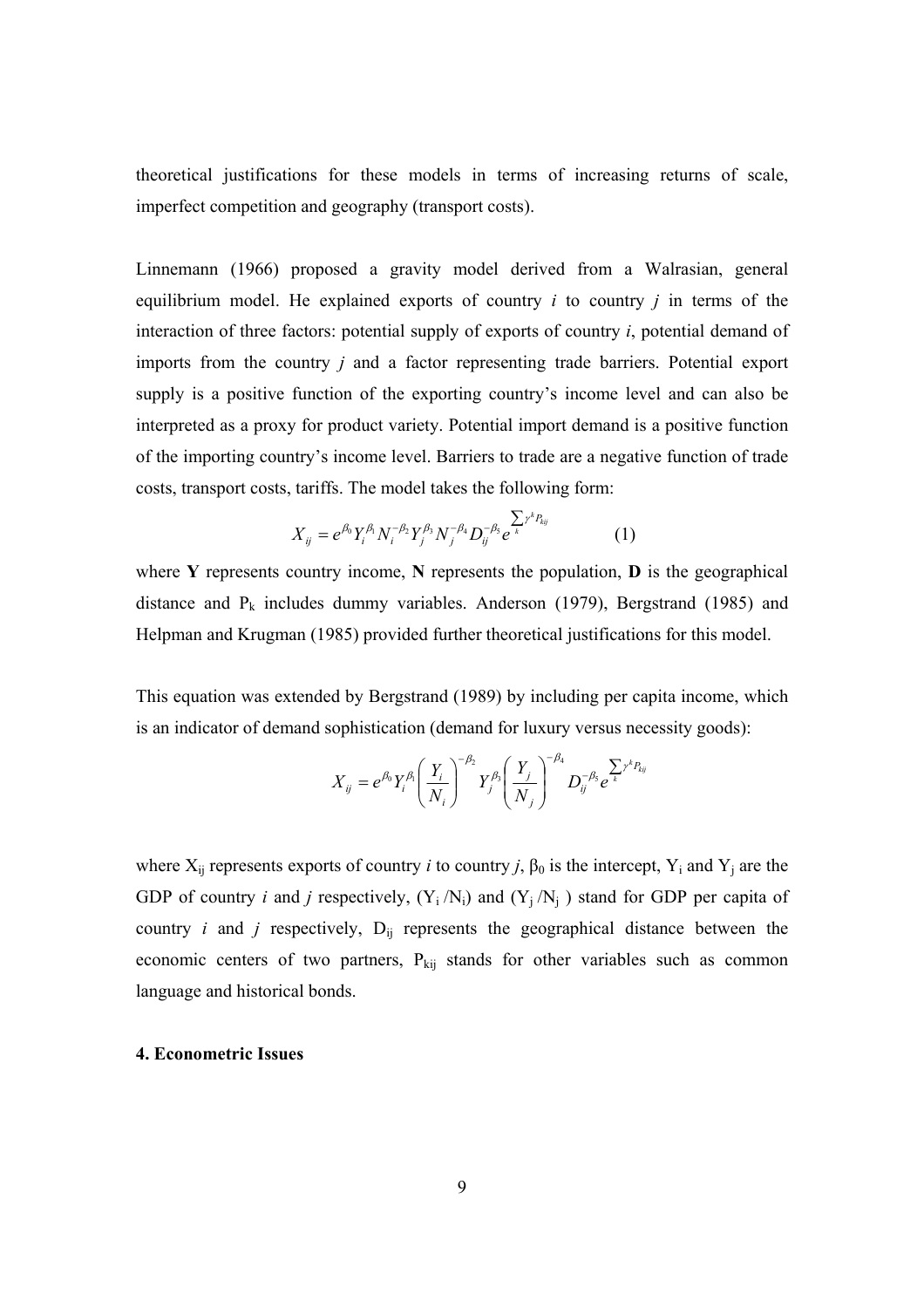theoretical justifications for these models in terms of increasing returns of scale, imperfect competition and geography (transport costs).

Linnemann (1966) proposed a gravity model derived from a Walrasian, general equilibrium model. He explained exports of country *i* to country *j* in terms of the interaction of three factors: potential supply of exports of country *i*, potential demand of imports from the country *j* and a factor representing trade barriers. Potential export supply is a positive function of the exporting country's income level and can also be interpreted as a proxy for product variety. Potential import demand is a positive function of the importing country's income level. Barriers to trade are a negative function of trade costs, transport costs, tariffs. The model takes the following form:

$$X_{ij} = e^{\beta_0} Y_i^{\beta_1} N_i^{-\beta_2} Y_j^{\beta_3} N_j^{-\beta_4} D_{ij}^{-\beta_5} e^{\sum_k \gamma^k P_{kij}} \qquad (1)$$

where **Y** represents country income, **N** represents the population, **D** is the geographical distance and $P_k$ includes dummy variables. Anderson (1979), Bergstrand (1985) and Helpman and Krugman (1985) provided further theoretical justifications for this model.

This equation was extended by Bergstrand (1989) by including per capita income, which is an indicator of demand sophistication (demand for luxury versus necessity goods):

$$X_{ij} = e^{\beta_0} Y_i^{\beta_1} \left( \frac{Y_i}{N_i} \right)^{-\beta_2} Y_j^{\beta_3} \left( \frac{Y_j}{N_j} \right)^{-\beta_4} D_{ij}^{-\beta_5} e^{\sum_k \gamma^k P_{kij}}$$

where $X_{ij}$ represents exports of country *i* to country *j*, $\beta_0$ is the intercept, $Y_i$ and $Y_j$ are the GDP of country *i* and *j* respectively, $(Y_i / N_i)$ and $(Y_j / N_j)$ stand for GDP per capita of country *i* and *j* respectively, $D_{ij}$ represents the geographical distance between the economic centers of two partners, $P_{kij}$ stands for other variables such as common language and historical bonds.

**4. Econometric Issues**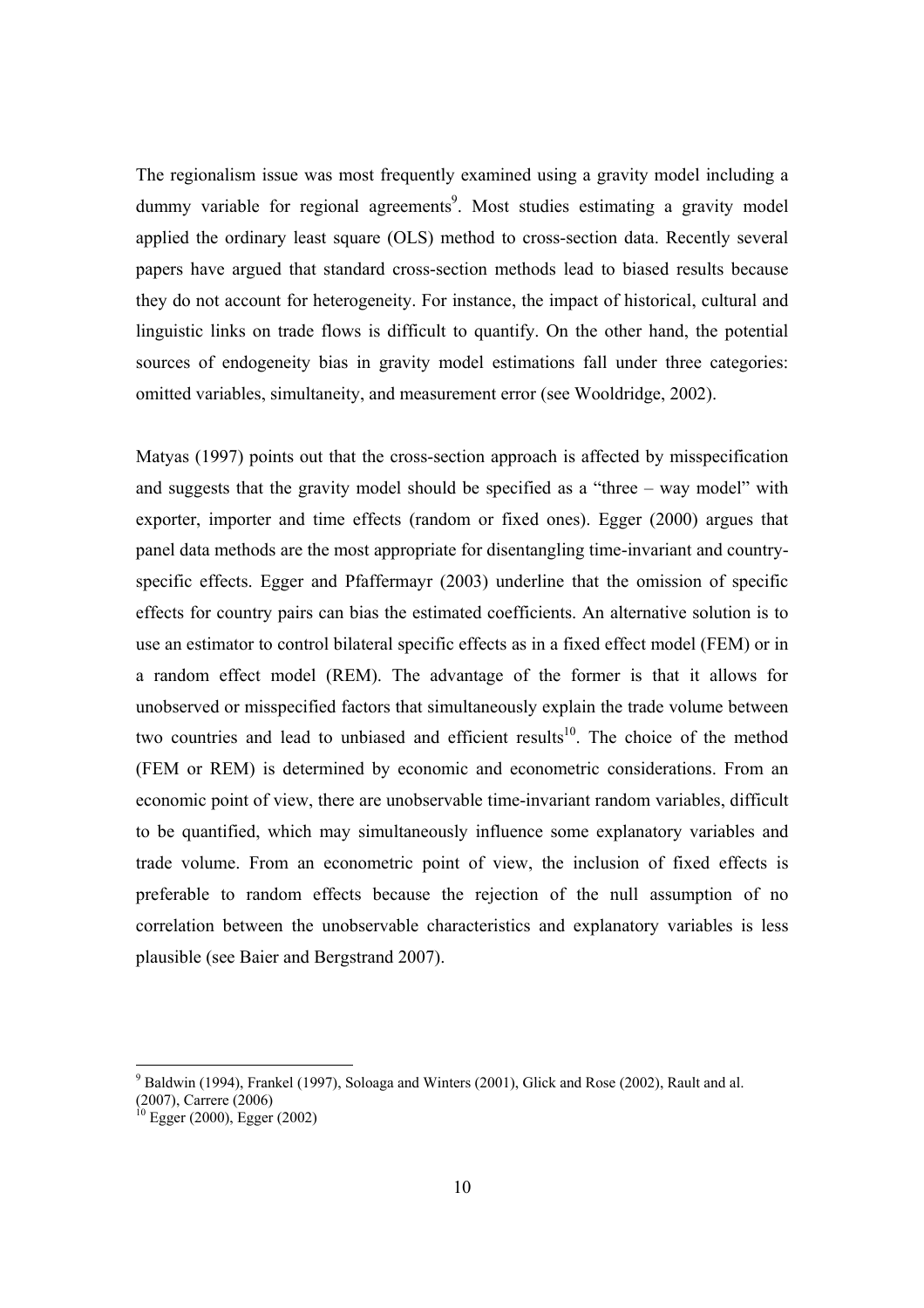The regionalism issue was most frequently examined using a gravity model including a dummy variable for regional agreements[9]. Most studies estimating a gravity model applied the ordinary least square (OLS) method to cross-section data. Recently several papers have argued that standard cross-section methods lead to biased results because they do not account for heterogeneity. For instance, the impact of historical, cultural and linguistic links on trade flows is difficult to quantify. On the other hand, the potential sources of endogeneity bias in gravity model estimations fall under three categories: omitted variables, simultaneity, and measurement error (see Wooldridge, 2002).

Matyas (1997) points out that the cross-section approach is affected by misspecification and suggests that the gravity model should be specified as a "three – way model" with exporter, importer and time effects (random or fixed ones). Egger (2000) argues that panel data methods are the most appropriate for disentangling time-invariant and country-specific effects. Egger and Pfaffermayr (2003) underline that the omission of specific effects for country pairs can bias the estimated coefficients. An alternative solution is to use an estimator to control bilateral specific effects as in a fixed effect model (FEM) or in a random effect model (REM). The advantage of the former is that it allows for unobserved or misspecified factors that simultaneously explain the trade volume between two countries and lead to unbiased and efficient results[10]. The choice of the method (FEM or REM) is determined by economic and econometric considerations. From an economic point of view, there are unobservable time-invariant random variables, difficult to be quantified, which may simultaneously influence some explanatory variables and trade volume. From an econometric point of view, the inclusion of fixed effects is preferable to random effects because the rejection of the null assumption of no correlation between the unobservable characteristics and explanatory variables is less plausible (see Baier and Bergstrand 2007).

---

[9] Baldwin (1994), Frankel (1997), Soloaga and Winters (2001), Glick and Rose (2002), Rault and al. (2007), Carrere (2006)

[10] Egger (2000), Egger (2002)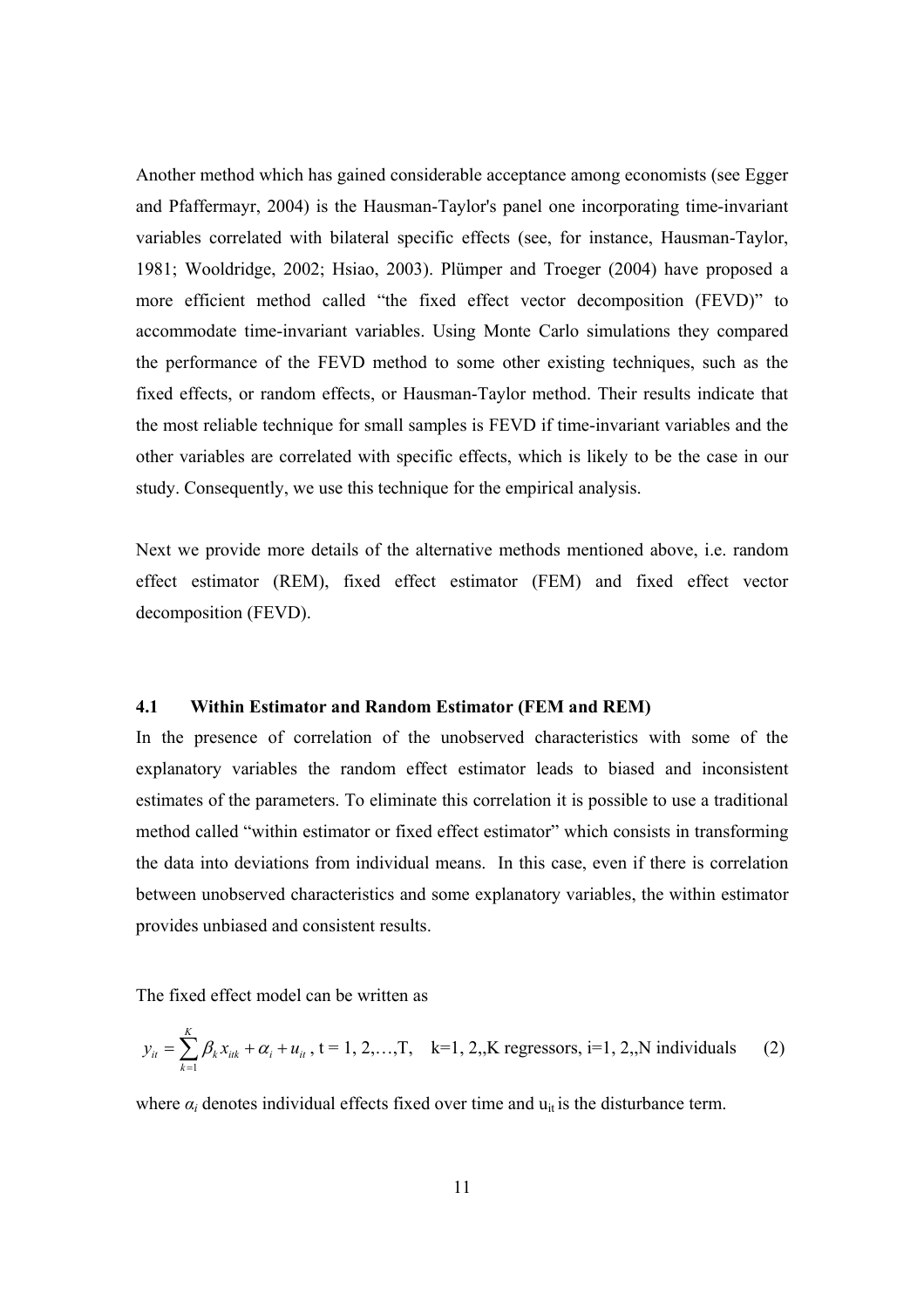Another method which has gained considerable acceptance among economists (see Egger and Pfaffermayr, 2004) is the Hausman-Taylor's panel one incorporating time-invariant variables correlated with bilateral specific effects (see, for instance, Hausman-Taylor, 1981; Wooldridge, 2002; Hsiao, 2003). Plümper and Troeger (2004) have proposed a more efficient method called "the fixed effect vector decomposition (FEVD)" to accommodate time-invariant variables. Using Monte Carlo simulations they compared the performance of the FEVD method to some other existing techniques, such as the fixed effects, or random effects, or Hausman-Taylor method. Their results indicate that the most reliable technique for small samples is FEVD if time-invariant variables and the other variables are correlated with specific effects, which is likely to be the case in our study. Consequently, we use this technique for the empirical analysis.

Next we provide more details of the alternative methods mentioned above, i.e. random effect estimator (REM), fixed effect estimator (FEM) and fixed effect vector decomposition (FEVD).

### 4.1 Within Estimator and Random Estimator (FEM and REM)

In the presence of correlation of the unobserved characteristics with some of the explanatory variables the random effect estimator leads to biased and inconsistent estimates of the parameters. To eliminate this correlation it is possible to use a traditional method called "within estimator or fixed effect estimator" which consists in transforming the data into deviations from individual means. In this case, even if there is correlation between unobserved characteristics and some explanatory variables, the within estimator provides unbiased and consistent results.

The fixed effect model can be written as

$$y_{it} = \sum_{k=1}^{K} \beta_k x_{itk} + \alpha_i + u_{it}\text{, t = 1, 2,…,T, k=1, 2,,K regressors, i=1, 2,,N individuals} \quad (2)$$

where $\alpha_i$ denotes individual effects fixed over time and $u_{it}$ is the disturbance term.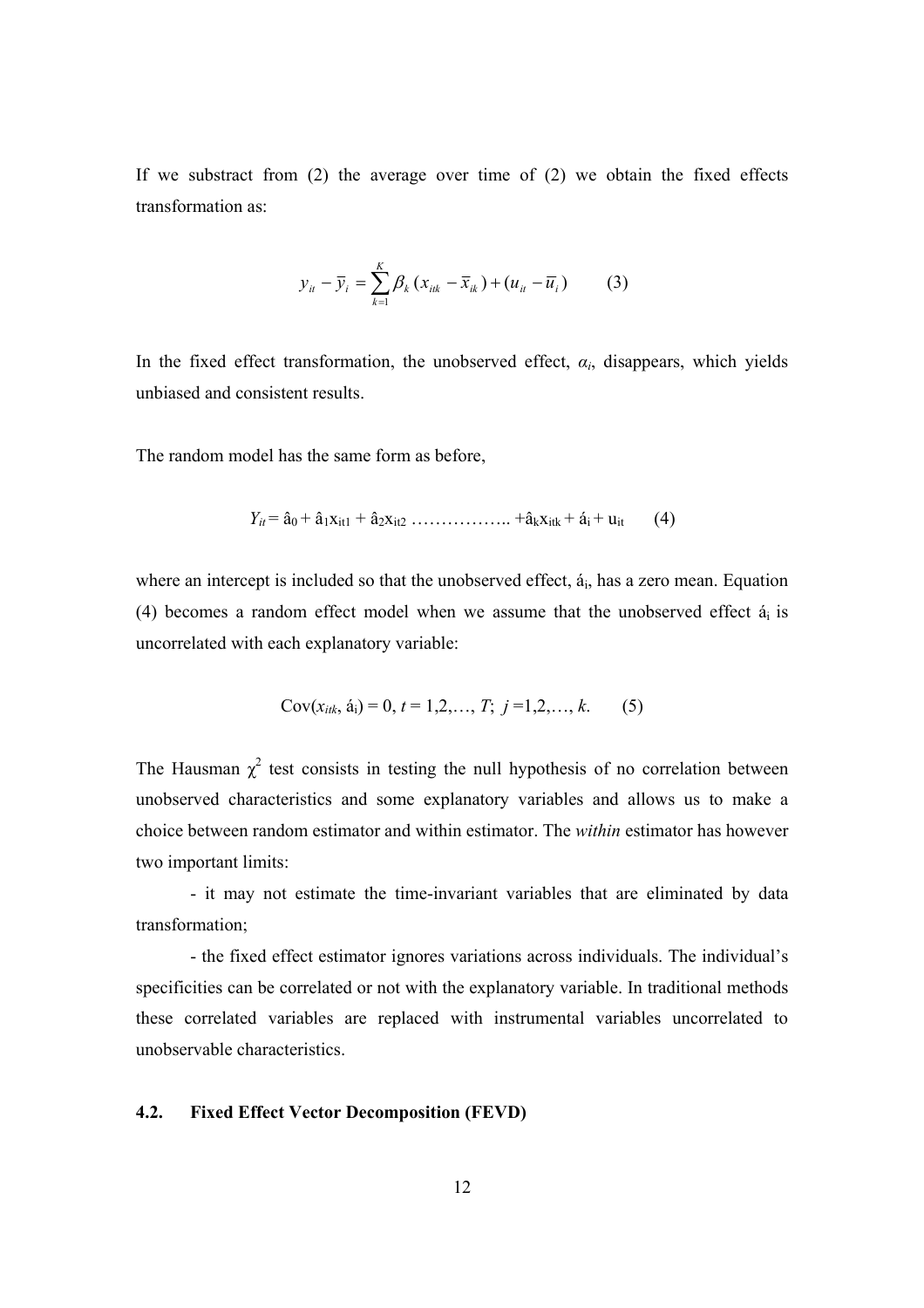If we substract from (2) the average over time of (2) we obtain the fixed effects transformation as:

$$y_{it} - \overline{y}_i = \sum_{k=1}^{K} \beta_k (x_{itk} - \overline{x}_{ik}) + (u_{it} - \overline{u}_i) \qquad (3)$$

In the fixed effect transformation, the unobserved effect, $\alpha_i$, disappears, which yields unbiased and consistent results.

The random model has the same form as before,

$$Y_{it} = \beta_0 + \beta_1 x_{it1} + \beta_2 x_{it2} \ldots\ldots\ldots\ldots\ldots.. + \beta_k x_{itk} + \alpha_i + u_{it} \qquad (4)$$

where an intercept is included so that the unobserved effect, $\alpha_i$, has a zero mean. Equation (4) becomes a random effect model when we assume that the unobserved effect $\alpha_i$ is uncorrelated with each explanatory variable:

$$\text{Cov}(x_{itk}, \alpha_i) = 0,\ t = 1,2,\ldots, T;\ j = 1,2,\ldots, k. \qquad (5)$$

The Hausman $\chi^2$ test consists in testing the null hypothesis of no correlation between unobserved characteristics and some explanatory variables and allows us to make a choice between random estimator and within estimator. The *within* estimator has however two important limits:

- it may not estimate the time-invariant variables that are eliminated by data transformation;
- the fixed effect estimator ignores variations across individuals. The individual's specificities can be correlated or not with the explanatory variable. In traditional methods these correlated variables are replaced with instrumental variables uncorrelated to unobservable characteristics.

### 4.2. Fixed Effect Vector Decomposition (FEVD)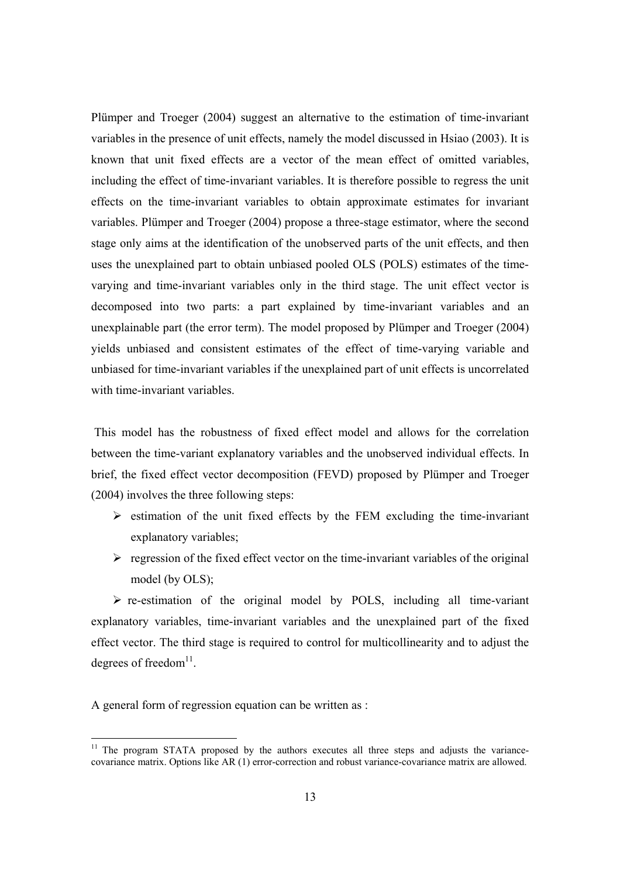Plümper and Troeger (2004) suggest an alternative to the estimation of time-invariant variables in the presence of unit effects, namely the model discussed in Hsiao (2003). It is known that unit fixed effects are a vector of the mean effect of omitted variables, including the effect of time-invariant variables. It is therefore possible to regress the unit effects on the time-invariant variables to obtain approximate estimates for invariant variables. Plümper and Troeger (2004) propose a three-stage estimator, where the second stage only aims at the identification of the unobserved parts of the unit effects, and then uses the unexplained part to obtain unbiased pooled OLS (POLS) estimates of the time-varying and time-invariant variables only in the third stage. The unit effect vector is decomposed into two parts: a part explained by time-invariant variables and an unexplainable part (the error term). The model proposed by Plümper and Troeger (2004) yields unbiased and consistent estimates of the effect of time-varying variable and unbiased for time-invariant variables if the unexplained part of unit effects is uncorrelated with time-invariant variables.

This model has the robustness of fixed effect model and allows for the correlation between the time-variant explanatory variables and the unobserved individual effects. In brief, the fixed effect vector decomposition (FEVD) proposed by Plümper and Troeger (2004) involves the three following steps:

- estimation of the unit fixed effects by the FEM excluding the time-invariant explanatory variables;
- regression of the fixed effect vector on the time-invariant variables of the original model (by OLS);
- re-estimation of the original model by POLS, including all time-variant explanatory variables, time-invariant variables and the unexplained part of the fixed effect vector. The third stage is required to control for multicollinearity and to adjust the degrees of freedom[11].

A general form of regression equation can be written as :

[11] The program STATA proposed by the authors executes all three steps and adjusts the variance-covariance matrix. Options like AR (1) error-correction and robust variance-covariance matrix are allowed.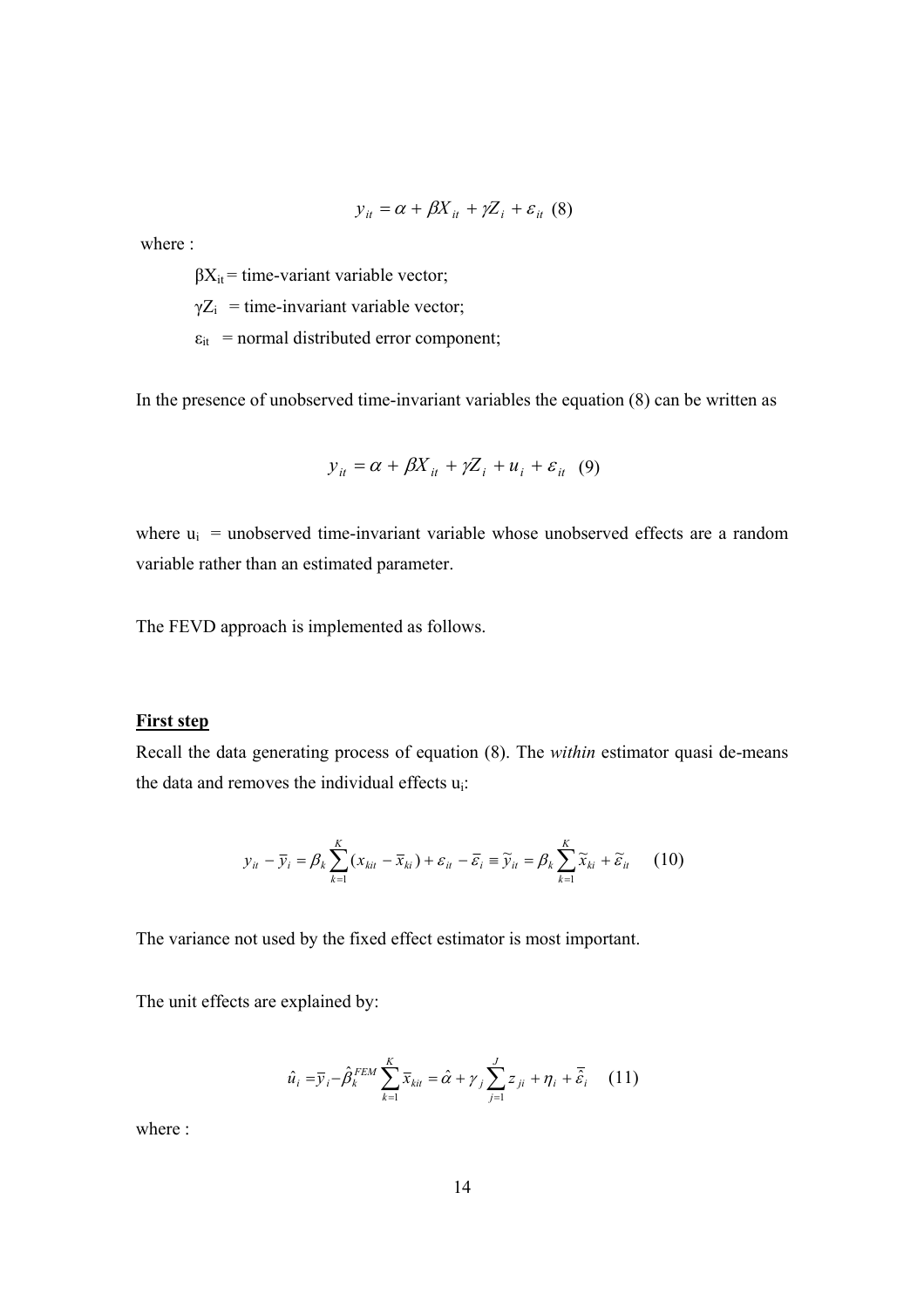$$y_{it} = \alpha + \beta X_{it} + \gamma Z_i + \varepsilon_{it} \quad (8)$$

where :

$\beta X_{it}$ = time-variant variable vector;

$\gamma Z_i$ = time-invariant variable vector;

$\varepsilon_{it}$ = normal distributed error component;

In the presence of unobserved time-invariant variables the equation (8) can be written as

$$y_{it} = \alpha + \beta X_{it} + \gamma Z_i + u_i + \varepsilon_{it} \quad (9)$$

where $u_i$ = unobserved time-invariant variable whose unobserved effects are a random variable rather than an estimated parameter.

The FEVD approach is implemented as follows.

**First step**

Recall the data generating process of equation (8). The *within* estimator quasi de-means the data and removes the individual effects $u_i$:

$$y_{it} - \bar{y}_i = \beta_k \sum_{k=1}^{K} (x_{kit} - \bar{x}_{ki}) + \varepsilon_{it} - \bar{\varepsilon}_i \equiv \tilde{y}_{it} = \beta_k \sum_{k=1}^{K} \tilde{x}_{ki} + \tilde{\varepsilon}_{it} \qquad (10)$$

The variance not used by the fixed effect estimator is most important.

The unit effects are explained by:

$$\hat{u}_i = \bar{y}_i - \hat{\beta}_k^{FEM} \sum_{k=1}^{K} \bar{x}_{kit} = \hat{\alpha} + \gamma_j \sum_{j=1}^{J} z_{ji} + \eta_i + \bar{\bar{\varepsilon}}_i \qquad (11)$$

where :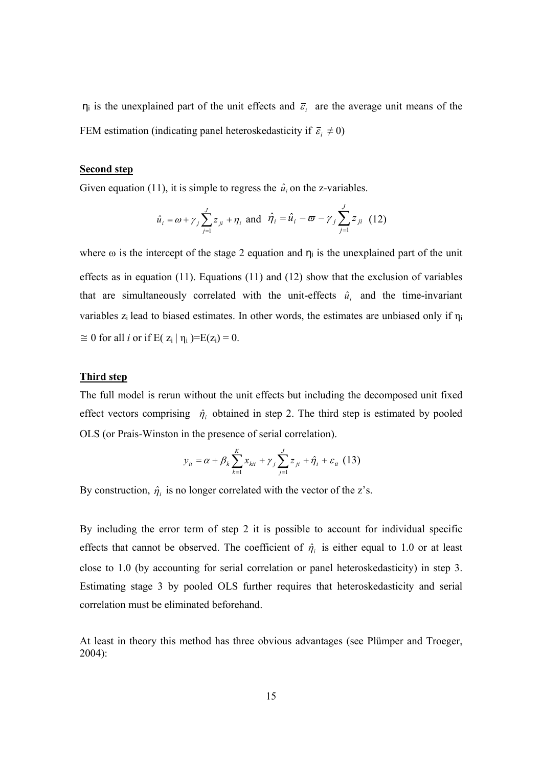$\eta_i$ is the unexplained part of the unit effects and $\bar{\varepsilon}_i$ are the average unit means of the FEM estimation (indicating panel heteroskedasticity if $\bar{\varepsilon}_i \neq 0$)

**Second step**

Given equation (11), it is simple to regress the $\hat{u}_i$ on the z-variables.

$$\hat{u}_i = \omega + \gamma_j \sum_{j=1}^{J} z_{ji} + \eta_i \text{ and } \hat{\eta}_i = \hat{u}_i - \varpi - \gamma_j \sum_{j=1}^{J} z_{ji} \quad (12)$$

where ω is the intercept of the stage 2 equation and $\eta_i$ is the unexplained part of the unit effects as in equation (11). Equations (11) and (12) show that the exclusion of variables that are simultaneously correlated with the unit-effects $\hat{u}_i$ and the time-invariant variables $z_i$ lead to biased estimates. In other words, the estimates are unbiased only if $\eta_i \cong 0$ for all *i* or if $E(z_i \mid \eta_i) = E(z_i) = 0$.

**Third step**

The full model is rerun without the unit effects but including the decomposed unit fixed effect vectors comprising $\hat{\eta}_i$ obtained in step 2. The third step is estimated by pooled OLS (or Prais-Winston in the presence of serial correlation).

$$y_{it} = \alpha + \beta_k \sum_{k=1}^{K} x_{kit} + \gamma_j \sum_{j=1}^{J} z_{ji} + \hat{\eta}_i + \varepsilon_{it} \quad (13)$$

By construction, $\hat{\eta}_i$ is no longer correlated with the vector of the z's.

By including the error term of step 2 it is possible to account for individual specific effects that cannot be observed. The coefficient of $\hat{\eta}_i$ is either equal to 1.0 or at least close to 1.0 (by accounting for serial correlation or panel heteroskedasticity) in step 3. Estimating stage 3 by pooled OLS further requires that heteroskedasticity and serial correlation must be eliminated beforehand.

At least in theory this method has three obvious advantages (see Plümper and Troeger, 2004):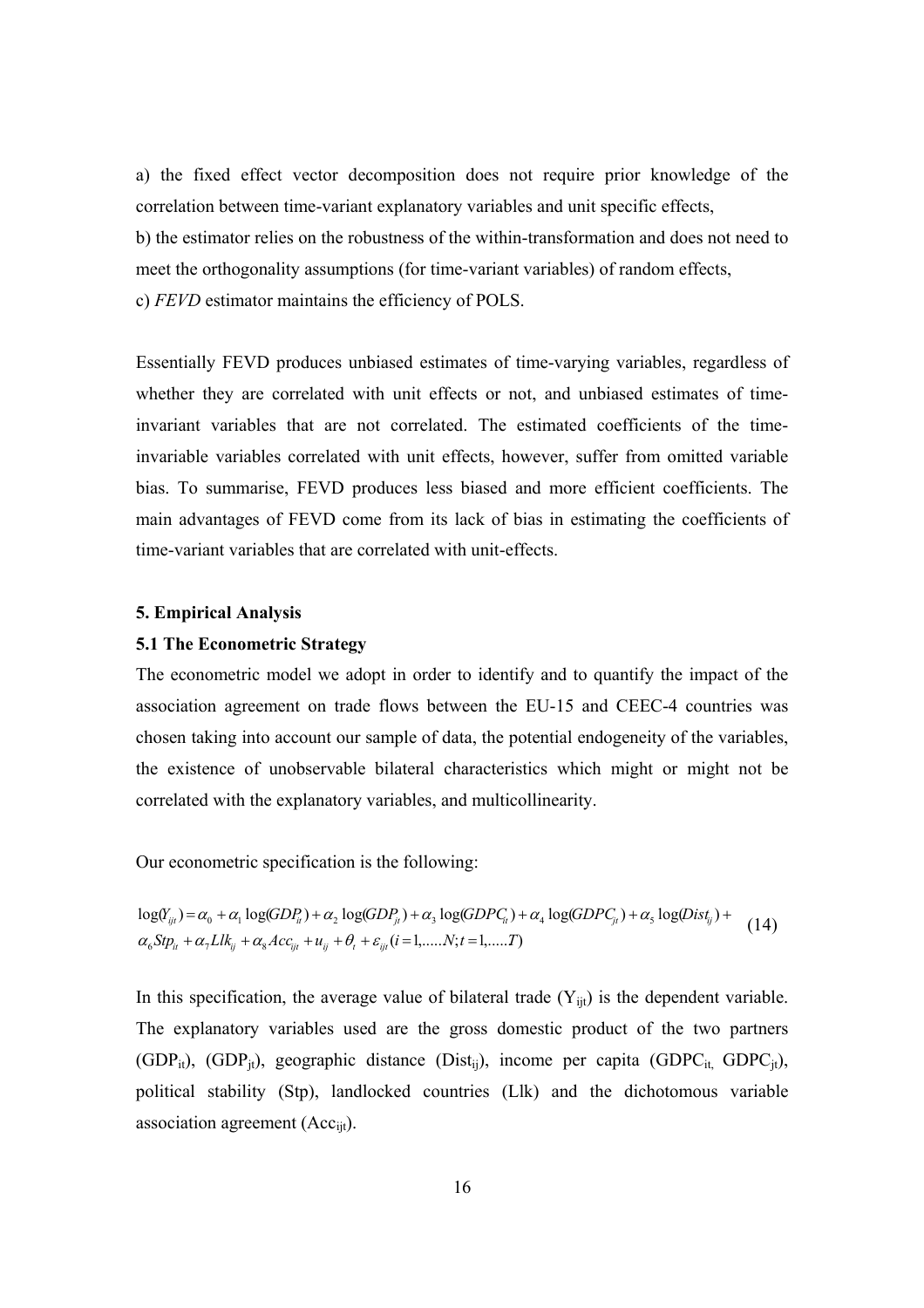a) the fixed effect vector decomposition does not require prior knowledge of the correlation between time-variant explanatory variables and unit specific effects,

b) the estimator relies on the robustness of the within-transformation and does not need to meet the orthogonality assumptions (for time-variant variables) of random effects,

c) *FEVD* estimator maintains the efficiency of POLS.

Essentially FEVD produces unbiased estimates of time-varying variables, regardless of whether they are correlated with unit effects or not, and unbiased estimates of time-invariant variables that are not correlated. The estimated coefficients of the time-invariable variables correlated with unit effects, however, suffer from omitted variable bias. To summarise, FEVD produces less biased and more efficient coefficients. The main advantages of FEVD come from its lack of bias in estimating the coefficients of time-variant variables that are correlated with unit-effects.

### 5. Empirical Analysis

### 5.1 The Econometric Strategy

The econometric model we adopt in order to identify and to quantify the impact of the association agreement on trade flows between the EU-15 and CEEC-4 countries was chosen taking into account our sample of data, the potential endogeneity of the variables, the existence of unobservable bilateral characteristics which might or might not be correlated with the explanatory variables, and multicollinearity.

Our econometric specification is the following:

$$\log(Y_{ijt}) = \alpha_0 + \alpha_1 \log(GDP_{it}) + \alpha_2 \log(GDP_{jt}) + \alpha_3 \log(GDPC_{it}) + \alpha_4 \log(GDPC_{jt}) + \alpha_5 \log(Dist_{ij}) + \alpha_6 Stp_{it} + \alpha_7 Llk_{ij} + \alpha_8 Acc_{ijt} + u_{ij} + \theta_t + \varepsilon_{ijt} (i = 1, .....N; t = 1, .....T) \quad (14)$$

In this specification, the average value of bilateral trade ($Y_{ijt}$) is the dependent variable. The explanatory variables used are the gross domestic product of the two partners ($GDP_{it}$), ($GDP_{jt}$), geographic distance ($Dist_{ij}$), income per capita ($GDPC_{it}$, $GDPC_{jt}$), political stability (Stp), landlocked countries (Llk) and the dichotomous variable association agreement ($Acc_{ijt}$).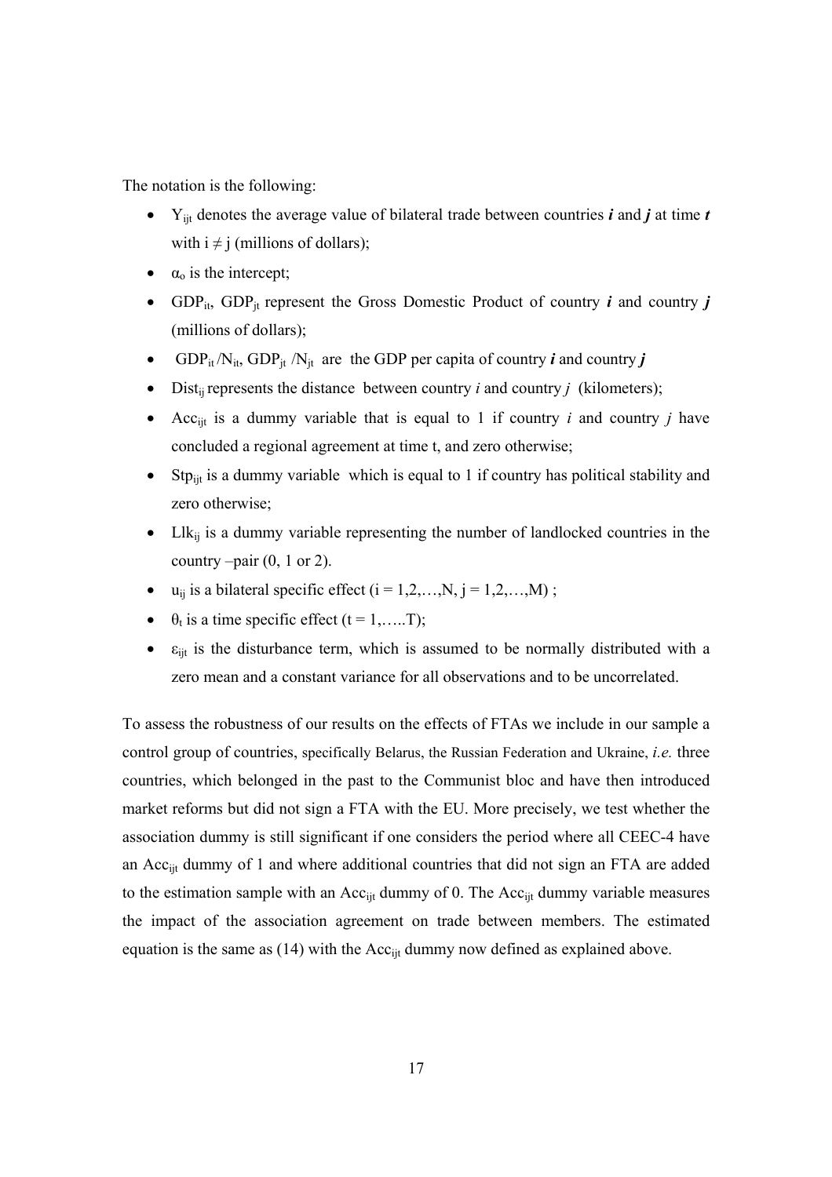The notation is the following:

- $Y_{ijt}$ denotes the average value of bilateral trade between countries ***i*** and ***j*** at time ***t*** with $i \neq j$ (millions of dollars);
- $\alpha_o$ is the intercept;
- $GDP_{it}$, $GDP_{jt}$ represent the Gross Domestic Product of country ***i*** and country ***j*** (millions of dollars);
- $GDP_{it}/N_{it}$, $GDP_{jt}/N_{jt}$ are the GDP per capita of country ***i*** and country ***j***
- $Dist_{ij}$ represents the distance between country *i* and country *j* (kilometers);
- $Acc_{ijt}$ is a dummy variable that is equal to 1 if country *i* and country *j* have concluded a regional agreement at time t, and zero otherwise;
- $Stp_{ijt}$ is a dummy variable which is equal to 1 if country has political stability and zero otherwise;
- $Llk_{ij}$ is a dummy variable representing the number of landlocked countries in the country –pair (0, 1 or 2).
- $u_{ij}$ is a bilateral specific effect ($i = 1,2,\ldots,N$, $j = 1,2,\ldots,M$) ;
- $\theta_t$ is a time specific effect ($t = 1,\ldots..T$);
- $\varepsilon_{ijt}$ is the disturbance term, which is assumed to be normally distributed with a zero mean and a constant variance for all observations and to be uncorrelated.

To assess the robustness of our results on the effects of FTAs we include in our sample a control group of countries, specifically Belarus, the Russian Federation and Ukraine, *i.e.* three countries, which belonged in the past to the Communist bloc and have then introduced market reforms but did not sign a FTA with the EU. More precisely, we test whether the association dummy is still significant if one considers the period where all CEEC-4 have an $Acc_{ijt}$ dummy of 1 and where additional countries that did not sign an FTA are added to the estimation sample with an $Acc_{ijt}$ dummy of 0. The $Acc_{ijt}$ dummy variable measures the impact of the association agreement on trade between members. The estimated equation is the same as (14) with the $Acc_{ijt}$ dummy now defined as explained above.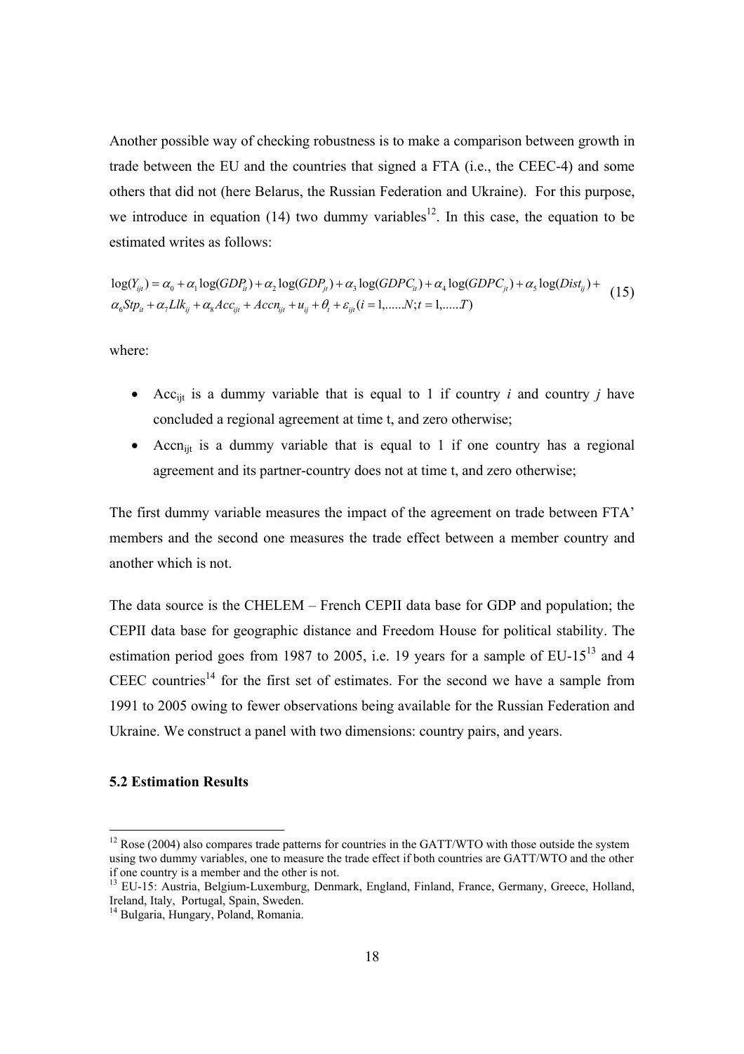Another possible way of checking robustness is to make a comparison between growth in trade between the EU and the countries that signed a FTA (i.e., the CEEC-4) and some others that did not (here Belarus, the Russian Federation and Ukraine). For this purpose, we introduce in equation (14) two dummy variables[12]. In this case, the equation to be estimated writes as follows:

$$\log(Y_{ijt}) = \alpha_0 + \alpha_1 \log(GDP_{it}) + \alpha_2 \log(GDP_{jt}) + \alpha_3 \log(GDPC_{it}) + \alpha_4 \log(GDPC_{jt}) + \alpha_5 \log(Dist_{ij}) + \alpha_6 Stp_{it} + \alpha_7 Llk_{ij} + \alpha_8 Acc_{ijt} + Accn_{ijt} + u_{ij} + \theta_t + \varepsilon_{ijt} (i = 1, \ldots\ldots N; t = 1, \ldots\ldots T) \tag{15}$$

where:

- $Acc_{ijt}$ is a dummy variable that is equal to 1 if country *i* and country *j* have concluded a regional agreement at time t, and zero otherwise;
- $Accn_{ijt}$ is a dummy variable that is equal to 1 if one country has a regional agreement and its partner-country does not at time t, and zero otherwise;

The first dummy variable measures the impact of the agreement on trade between FTA' members and the second one measures the trade effect between a member country and another which is not.

The data source is the CHELEM – French CEPII data base for GDP and population; the CEPII data base for geographic distance and Freedom House for political stability. The estimation period goes from 1987 to 2005, i.e. 19 years for a sample of EU-15[13] and 4 CEEC countries[14] for the first set of estimates. For the second we have a sample from 1991 to 2005 owing to fewer observations being available for the Russian Federation and Ukraine. We construct a panel with two dimensions: country pairs, and years.

### 5.2 Estimation Results

---

[12] Rose (2004) also compares trade patterns for countries in the GATT/WTO with those outside the system using two dummy variables, one to measure the trade effect if both countries are GATT/WTO and the other if one country is a member and the other is not.

[13] EU-15: Austria, Belgium-Luxemburg, Denmark, England, Finland, France, Germany, Greece, Holland, Ireland, Italy, Portugal, Spain, Sweden.

[14] Bulgaria, Hungary, Poland, Romania.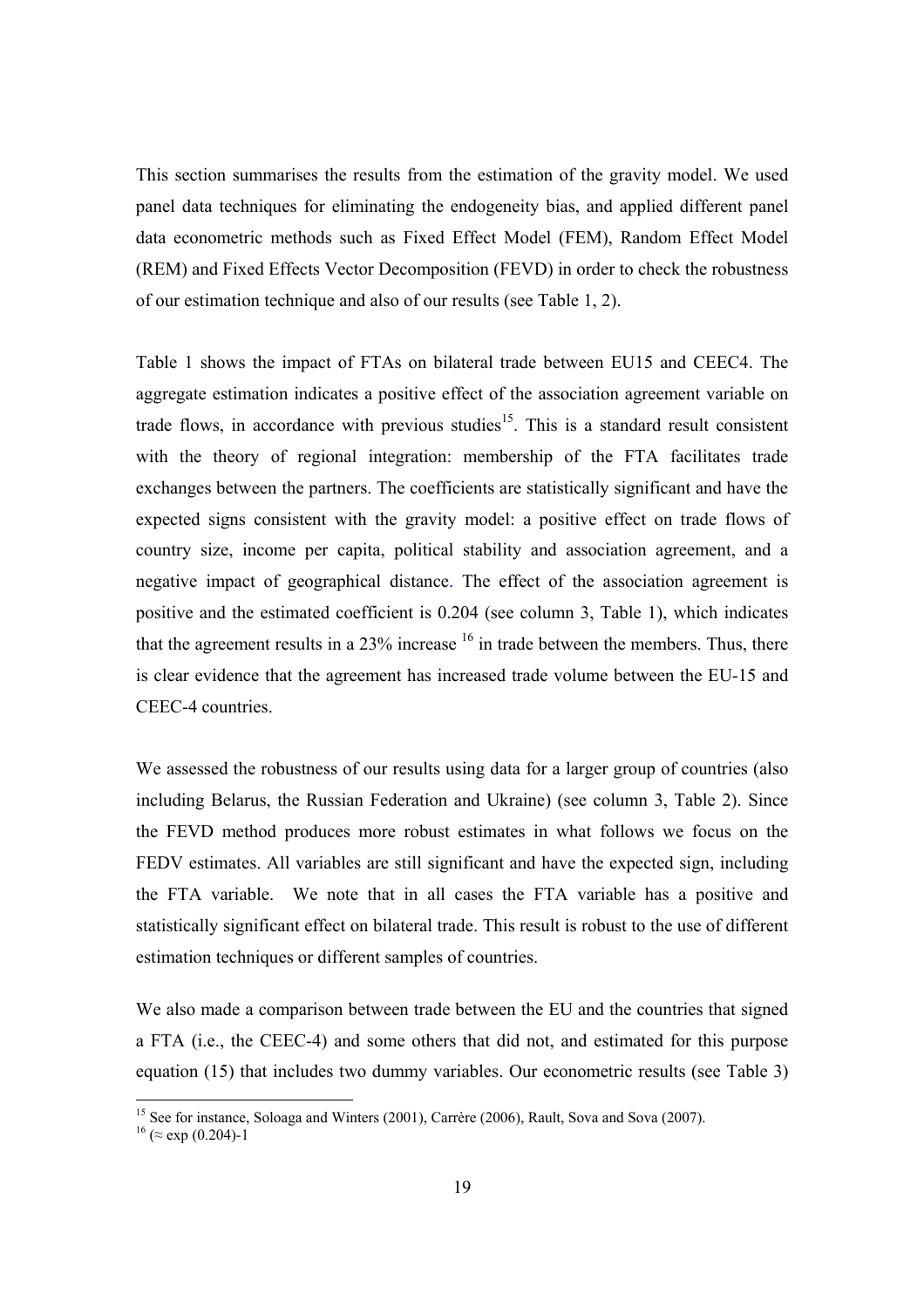This section summarises the results from the estimation of the gravity model. We used panel data techniques for eliminating the endogeneity bias, and applied different panel data econometric methods such as Fixed Effect Model (FEM), Random Effect Model (REM) and Fixed Effects Vector Decomposition (FEVD) in order to check the robustness of our estimation technique and also of our results (see Table 1, 2).

Table 1 shows the impact of FTAs on bilateral trade between EU15 and CEEC4. The aggregate estimation indicates a positive effect of the association agreement variable on trade flows, in accordance with previous studies[15]. This is a standard result consistent with the theory of regional integration: membership of the FTA facilitates trade exchanges between the partners. The coefficients are statistically significant and have the expected signs consistent with the gravity model: a positive effect on trade flows of country size, income per capita, political stability and association agreement, and a negative impact of geographical distance. The effect of the association agreement is positive and the estimated coefficient is 0.204 (see column 3, Table 1), which indicates that the agreement results in a 23% increase [16] in trade between the members. Thus, there is clear evidence that the agreement has increased trade volume between the EU-15 and CEEC-4 countries.

We assessed the robustness of our results using data for a larger group of countries (also including Belarus, the Russian Federation and Ukraine) (see column 3, Table 2). Since the FEVD method produces more robust estimates in what follows we focus on the FEDV estimates. All variables are still significant and have the expected sign, including the FTA variable. We note that in all cases the FTA variable has a positive and statistically significant effect on bilateral trade. This result is robust to the use of different estimation techniques or different samples of countries.

We also made a comparison between trade between the EU and the countries that signed a FTA (i.e., the CEEC-4) and some others that did not, and estimated for this purpose equation (15) that includes two dummy variables. Our econometric results (see Table 3)

---

[15] See for instance, Soloaga and Winters (2001), Carrère (2006), Rault, Sova and Sova (2007).

[16] ($\approx \exp(0.204)-1$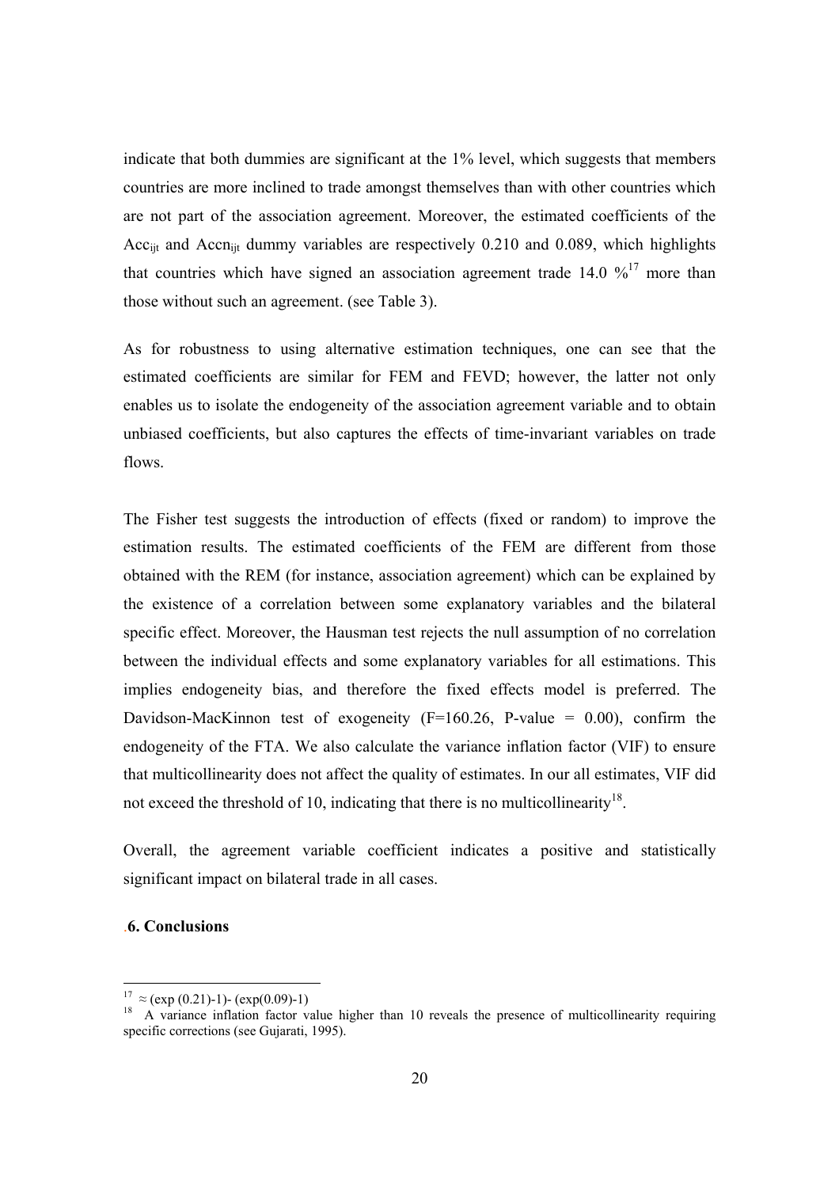indicate that both dummies are significant at the 1% level, which suggests that members countries are more inclined to trade amongst themselves than with other countries which are not part of the association agreement. Moreover, the estimated coefficients of the $Acc_{ijt}$ and $Accn_{ijt}$ dummy variables are respectively 0.210 and 0.089, which highlights that countries which have signed an association agreement trade 14.0 %[17] more than those without such an agreement. (see Table 3).

As for robustness to using alternative estimation techniques, one can see that the estimated coefficients are similar for FEM and FEVD; however, the latter not only enables us to isolate the endogeneity of the association agreement variable and to obtain unbiased coefficients, but also captures the effects of time-invariant variables on trade flows.

The Fisher test suggests the introduction of effects (fixed or random) to improve the estimation results. The estimated coefficients of the FEM are different from those obtained with the REM (for instance, association agreement) which can be explained by the existence of a correlation between some explanatory variables and the bilateral specific effect. Moreover, the Hausman test rejects the null assumption of no correlation between the individual effects and some explanatory variables for all estimations. This implies endogeneity bias, and therefore the fixed effects model is preferred. The Davidson-MacKinnon test of exogeneity (F=160.26, P-value = 0.00), confirm the endogeneity of the FTA. We also calculate the variance inflation factor (VIF) to ensure that multicollinearity does not affect the quality of estimates. In our all estimates, VIF did not exceed the threshold of 10, indicating that there is no multicollinearity[18].

Overall, the agreement variable coefficient indicates a positive and statistically significant impact on bilateral trade in all cases.

## 6. Conclusions

---

[17] $\approx (\exp(0.21)-1) - (\exp(0.09)-1)$

[18] A variance inflation factor value higher than 10 reveals the presence of multicollinearity requiring specific corrections (see Gujarati, 1995).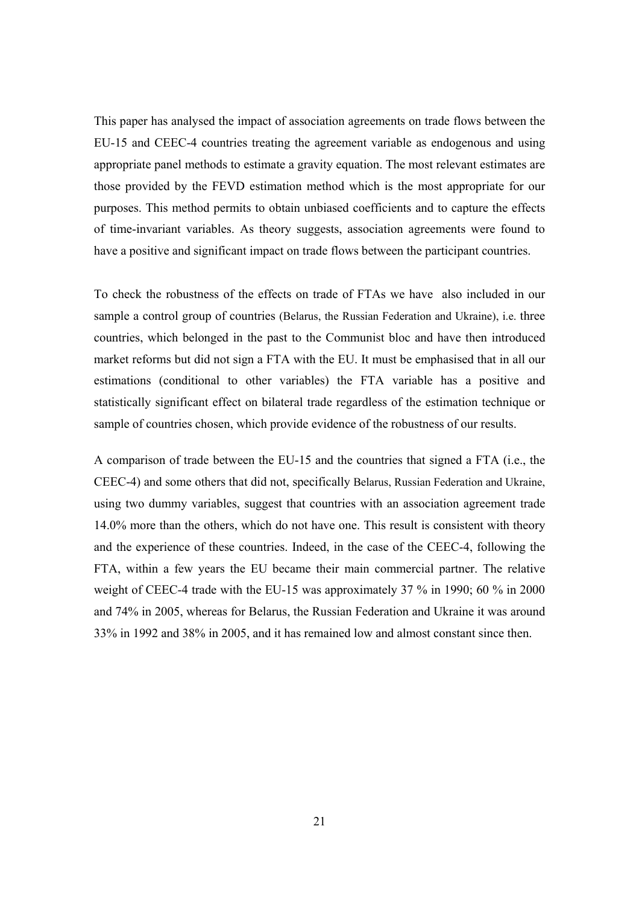This paper has analysed the impact of association agreements on trade flows between the EU-15 and CEEC-4 countries treating the agreement variable as endogenous and using appropriate panel methods to estimate a gravity equation. The most relevant estimates are those provided by the FEVD estimation method which is the most appropriate for our purposes. This method permits to obtain unbiased coefficients and to capture the effects of time-invariant variables. As theory suggests, association agreements were found to have a positive and significant impact on trade flows between the participant countries.

To check the robustness of the effects on trade of FTAs we have also included in our sample a control group of countries (Belarus, the Russian Federation and Ukraine), i.e. three countries, which belonged in the past to the Communist bloc and have then introduced market reforms but did not sign a FTA with the EU. It must be emphasised that in all our estimations (conditional to other variables) the FTA variable has a positive and statistically significant effect on bilateral trade regardless of the estimation technique or sample of countries chosen, which provide evidence of the robustness of our results.

A comparison of trade between the EU-15 and the countries that signed a FTA (i.e., the CEEC-4) and some others that did not, specifically Belarus, Russian Federation and Ukraine, using two dummy variables, suggest that countries with an association agreement trade 14.0% more than the others, which do not have one. This result is consistent with theory and the experience of these countries. Indeed, in the case of the CEEC-4, following the FTA, within a few years the EU became their main commercial partner. The relative weight of CEEC-4 trade with the EU-15 was approximately 37 % in 1990; 60 % in 2000 and 74% in 2005, whereas for Belarus, the Russian Federation and Ukraine it was around 33% in 1992 and 38% in 2005, and it has remained low and almost constant since then.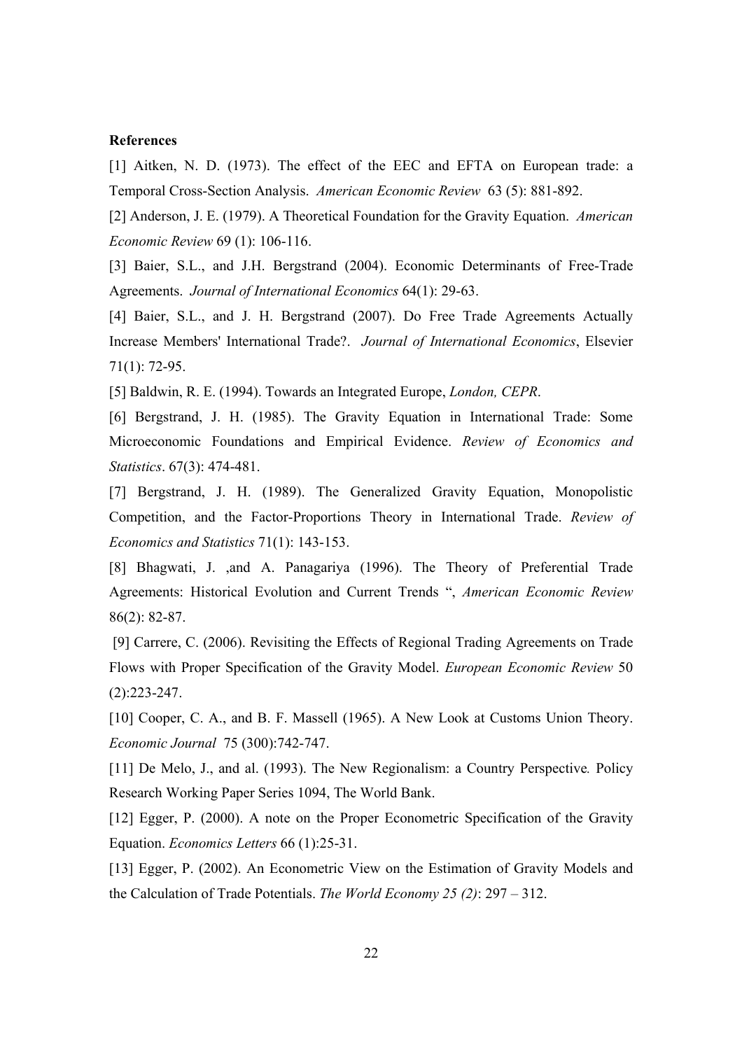**References**

[1] Aitken, N. D. (1973). The effect of the EEC and EFTA on European trade: a Temporal Cross-Section Analysis. *American Economic Review* 63 (5): 881-892.

[2] Anderson, J. E. (1979). A Theoretical Foundation for the Gravity Equation. *American Economic Review* 69 (1): 106-116.

[3] Baier, S.L., and J.H. Bergstrand (2004). Economic Determinants of Free-Trade Agreements. *Journal of International Economics* 64(1): 29-63.

[4] Baier, S.L., and J. H. Bergstrand (2007). Do Free Trade Agreements Actually Increase Members' International Trade?. *Journal of International Economics*, Elsevier 71(1): 72-95.

[5] Baldwin, R. E. (1994). Towards an Integrated Europe, *London, CEPR*.

[6] Bergstrand, J. H. (1985). The Gravity Equation in International Trade: Some Microeconomic Foundations and Empirical Evidence. *Review of Economics and Statistics*. 67(3): 474-481.

[7] Bergstrand, J. H. (1989). The Generalized Gravity Equation, Monopolistic Competition, and the Factor-Proportions Theory in International Trade. *Review of Economics and Statistics* 71(1): 143-153.

[8] Bhagwati, J. ,and A. Panagariya (1996). The Theory of Preferential Trade Agreements: Historical Evolution and Current Trends ", *American Economic Review* 86(2): 82-87.

[9] Carrere, C. (2006). Revisiting the Effects of Regional Trading Agreements on Trade Flows with Proper Specification of the Gravity Model. *European Economic Review* 50 (2):223-247.

[10] Cooper, C. A., and B. F. Massell (1965). A New Look at Customs Union Theory. *Economic Journal* 75 (300):742-747.

[11] De Melo, J., and al. (1993). The New Regionalism: a Country Perspective*.* Policy Research Working Paper Series 1094, The World Bank.

[12] Egger, P. (2000). A note on the Proper Econometric Specification of the Gravity Equation. *Economics Letters* 66 (1):25-31.

[13] Egger, P. (2002). An Econometric View on the Estimation of Gravity Models and the Calculation of Trade Potentials. *The World Economy 25 (2)*: 297 – 312.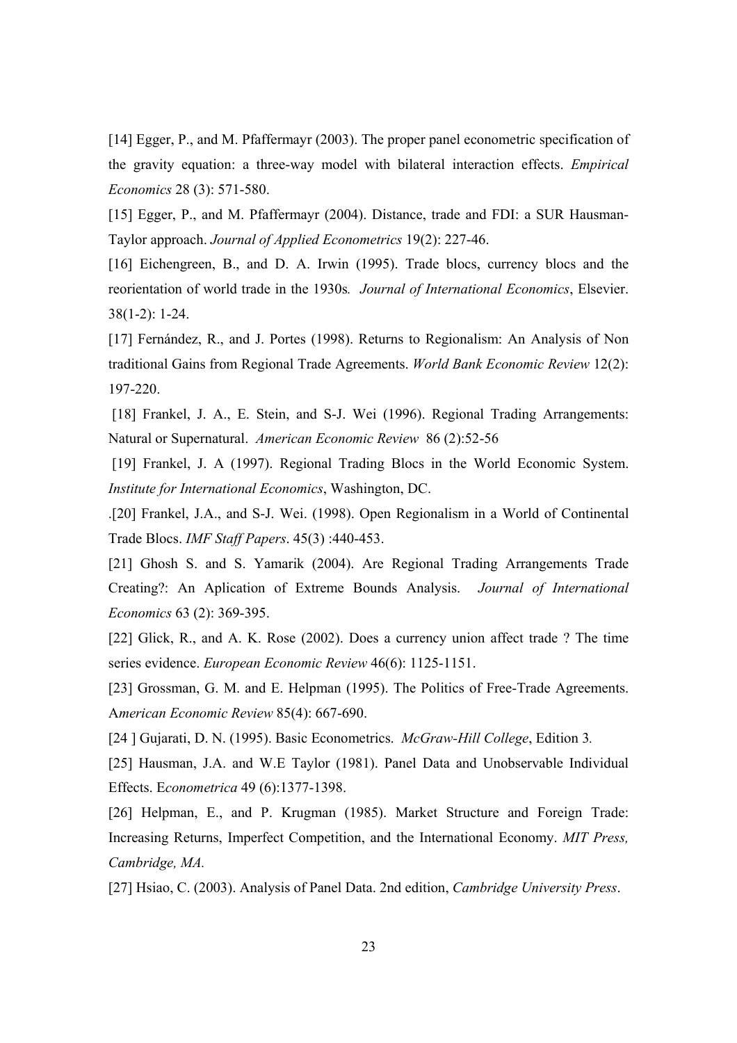[14] Egger, P., and M. Pfaffermayr (2003). The proper panel econometric specification of the gravity equation: a three-way model with bilateral interaction effects. *Empirical Economics* 28 (3): 571-580.

[15] Egger, P., and M. Pfaffermayr (2004). Distance, trade and FDI: a SUR Hausman-Taylor approach. *Journal of Applied Econometrics* 19(2): 227-46.

[16] Eichengreen, B., and D. A. Irwin (1995). Trade blocs, currency blocs and the reorientation of world trade in the 1930s*. Journal of International Economics*, Elsevier. 38(1-2): 1-24.

[17] Fernández, R., and J. Portes (1998). Returns to Regionalism: An Analysis of Non traditional Gains from Regional Trade Agreements. *World Bank Economic Review* 12(2): 197-220.

[18] Frankel, J. A., E. Stein, and S-J. Wei (1996). Regional Trading Arrangements: Natural or Supernatural. *American Economic Review* 86 (2):52-56

[19] Frankel, J. A (1997). Regional Trading Blocs in the World Economic System. *Institute for International Economics*, Washington, DC.

.[20] Frankel, J.A., and S-J. Wei. (1998). Open Regionalism in a World of Continental Trade Blocs. *IMF Staff Papers*. 45(3) :440-453.

[21] Ghosh S. and S. Yamarik (2004). Are Regional Trading Arrangements Trade Creating?: An Aplication of Extreme Bounds Analysis. *Journal of International Economics* 63 (2): 369-395.

[22] Glick, R., and A. K. Rose (2002). Does a currency union affect trade ? The time series evidence. *European Economic Review* 46(6): 1125-1151.

[23] Grossman, G. M. and E. Helpman (1995). The Politics of Free-Trade Agreements. A*merican Economic Review* 85(4): 667-690.

[24 ] Gujarati, D. N. (1995). Basic Econometrics. *McGraw-Hill College*, Edition 3*.*

[25] Hausman, J.A. and W.E Taylor (1981). Panel Data and Unobservable Individual Effects. E*conometrica* 49 (6):1377-1398.

[26] Helpman, E., and P. Krugman (1985). Market Structure and Foreign Trade: Increasing Returns, Imperfect Competition, and the International Economy. *MIT Press, Cambridge, MA.*

[27] Hsiao, C. (2003). Analysis of Panel Data. 2nd edition, *Cambridge University Press*.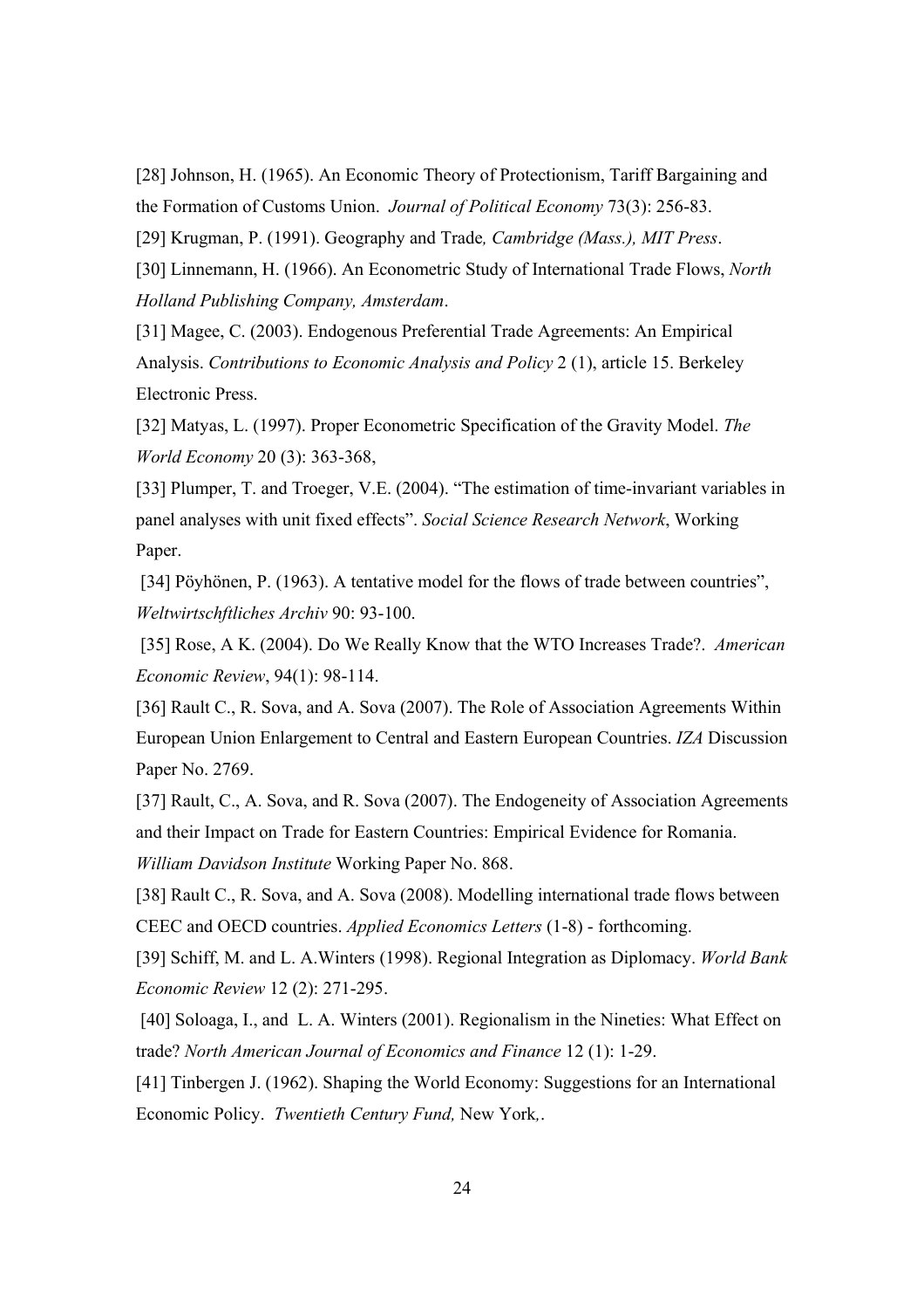[28] Johnson, H. (1965). An Economic Theory of Protectionism, Tariff Bargaining and the Formation of Customs Union. *Journal of Political Economy* 73(3): 256-83.

[29] Krugman, P. (1991). Geography and Trade*, Cambridge (Mass.), MIT Press*.

[30] Linnemann, H. (1966). An Econometric Study of International Trade Flows, *North Holland Publishing Company, Amsterdam*.

[31] Magee, C. (2003). Endogenous Preferential Trade Agreements: An Empirical Analysis. *Contributions to Economic Analysis and Policy* 2 (1), article 15. Berkeley Electronic Press.

[32] Matyas, L. (1997). Proper Econometric Specification of the Gravity Model. *The World Economy* 20 (3): 363-368,

[33] Plumper, T. and Troeger, V.E. (2004). "The estimation of time-invariant variables in panel analyses with unit fixed effects". *Social Science Research Network*, Working Paper.

[34] Pöyhönen, P. (1963). A tentative model for the flows of trade between countries", *Weltwirtschftliches Archiv* 90: 93-100.

[35] Rose, A K. (2004). Do We Really Know that the WTO Increases Trade?. *American Economic Review*, 94(1): 98-114.

[36] Rault C., R. Sova, and A. Sova (2007). The Role of Association Agreements Within European Union Enlargement to Central and Eastern European Countries. *IZA* Discussion Paper No. 2769.

[37] Rault, C., A. Sova, and R. Sova (2007). The Endogeneity of Association Agreements and their Impact on Trade for Eastern Countries: Empirical Evidence for Romania. *William Davidson Institute* Working Paper No. 868.

[38] Rault C., R. Sova, and A. Sova (2008). Modelling international trade flows between CEEC and OECD countries. *Applied Economics Letters* (1-8) - forthcoming.

[39] Schiff, M. and L. A.Winters (1998). Regional Integration as Diplomacy. *World Bank Economic Review* 12 (2): 271-295.

[40] Soloaga, I., and L. A. Winters (2001). Regionalism in the Nineties: What Effect on trade? *North American Journal of Economics and Finance* 12 (1): 1-29.

[41] Tinbergen J. (1962). Shaping the World Economy: Suggestions for an International Economic Policy. *Twentieth Century Fund,* New York,.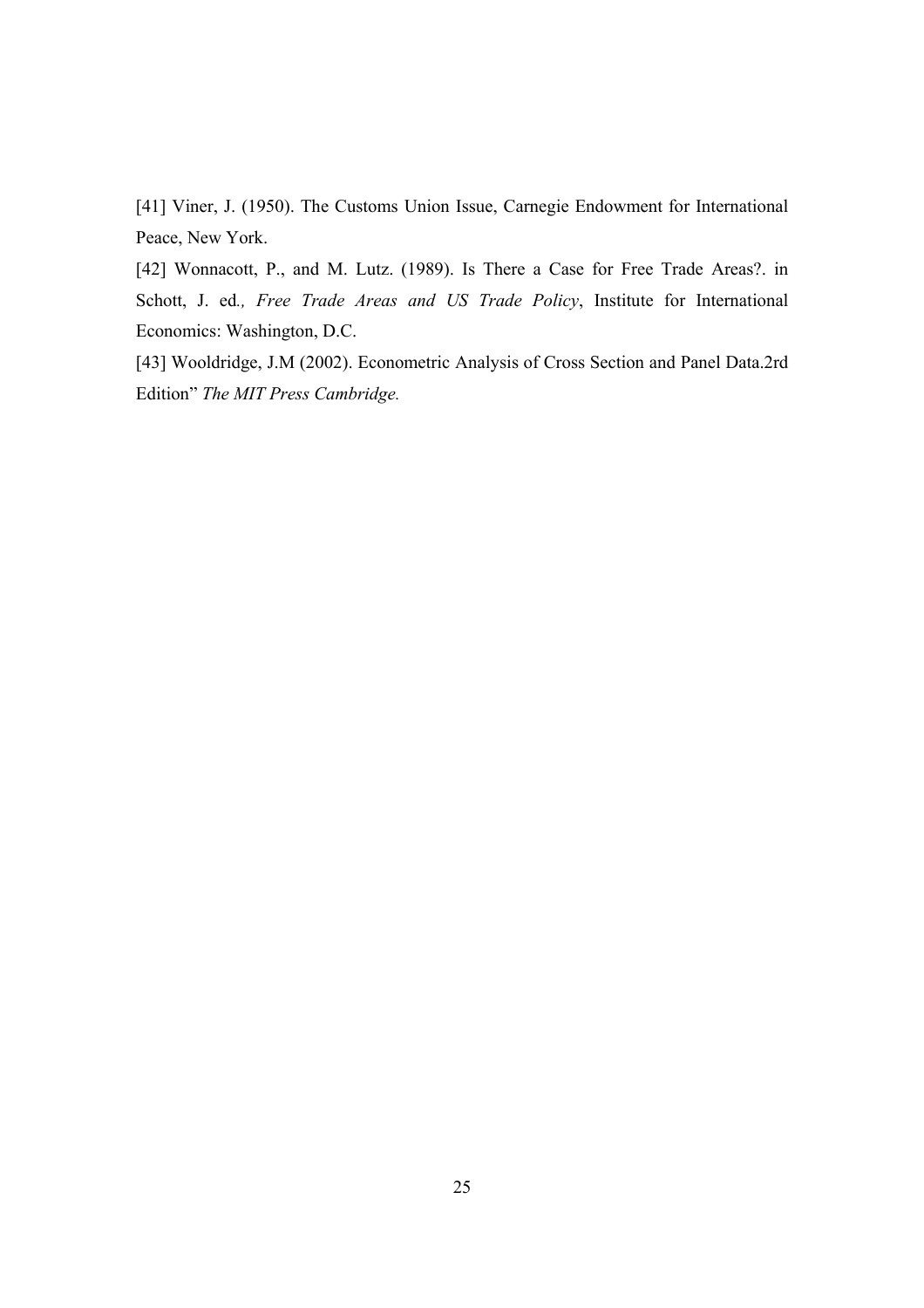[41] Viner, J. (1950). The Customs Union Issue, Carnegie Endowment for International Peace, New York.

[42] Wonnacott, P., and M. Lutz. (1989). Is There a Case for Free Trade Areas?. in Schott, J. ed*., Free Trade Areas and US Trade Policy*, Institute for International Economics: Washington, D.C.

[43] Wooldridge, J.M (2002). Econometric Analysis of Cross Section and Panel Data.2rd Edition" *The MIT Press Cambridge.*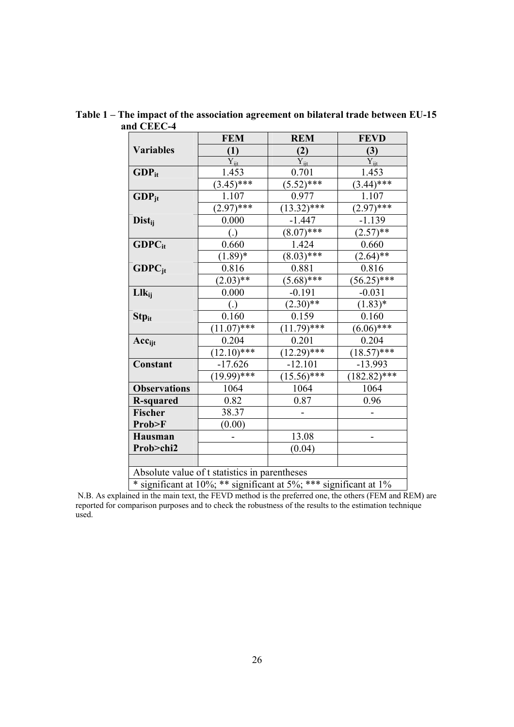**Table 1 – The impact of the association agreement on bilateral trade between EU-15 and CEEC-4**

| Variables | FEM | REM | FEVD |
|---|---|---|---|
| | (1) | (2) | (3) |
| | $Y_{ijt}$ | $Y_{ijt}$ | $Y_{ijt}$ |
| $GDP_{it}$ | 1.453 | 0.701 | 1.453 |
| | (3.45)*** | (5.52)*** | (3.44)*** |
| $GDP_{jt}$ | 1.107 | 0.977 | 1.107 |
| | (2.97)*** | (13.32)*** | (2.97)*** |
| $Dist_{ij}$ | 0.000 | -1.447 | -1.139 |
| | (.) | (8.07)*** | (2.57)** |
| $GDPC_{it}$ | 0.660 | 1.424 | 0.660 |
| | (1.89)* | (8.03)*** | (2.64)** |
| $GDPC_{jt}$ | 0.816 | 0.881 | 0.816 |
| | (2.03)** | (5.68)*** | (56.25)*** |
| $Llk_{ij}$ | 0.000 | -0.191 | -0.031 |
| | (.) | (2.30)** | (1.83)* |
| $Stp_{it}$ | 0.160 | 0.159 | 0.160 |
| | (11.07)*** | (11.79)*** | (6.06)*** |
| $Acc_{ijt}$ | 0.204 | 0.201 | 0.204 |
| | (12.10)*** | (12.29)*** | (18.57)*** |
| **Constant** | -17.626 | -12.101 | -13.993 |
| | (19.99)*** | (15.56)*** | (182.82)*** |
| **Observations** | 1064 | 1064 | 1064 |
| **R-squared** | 0.82 | 0.87 | 0.96 |
| **Fischer** | 38.37 | - | - |
| **Prob>F** | (0.00) | | |
| **Hausman** | - | 13.08 | - |
| **Prob>chi2** | | (0.04) | |
| | | | |
| Absolute value of t statistics in parentheses | | | |
| * significant at 10%; ** significant at 5%; *** significant at 1% | | | |

N.B. As explained in the main text, the FEVD method is the preferred one, the others (FEM and REM) are reported for comparison purposes and to check the robustness of the results to the estimation technique used.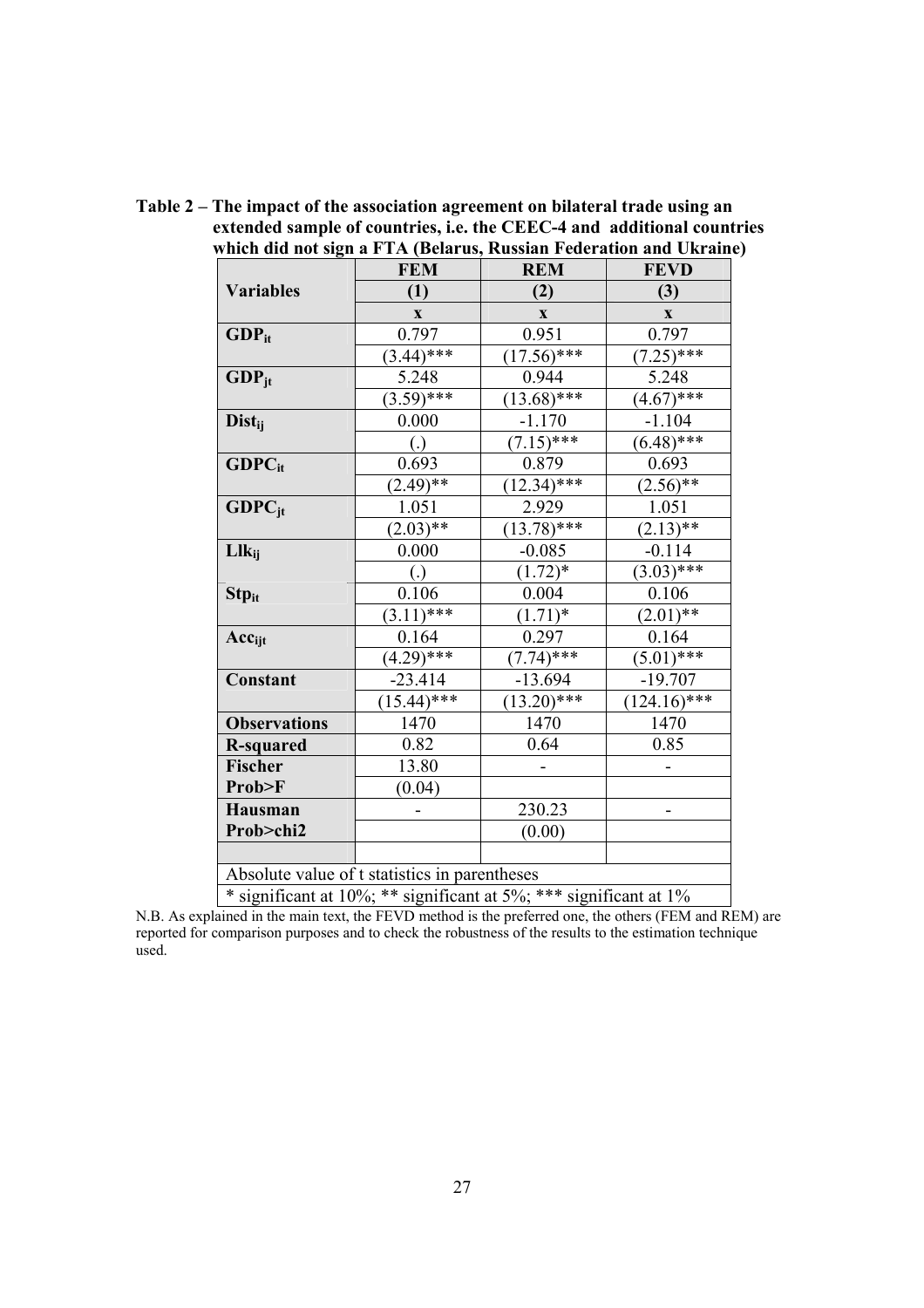**Table 2 – The impact of the association agreement on bilateral trade using an extended sample of countries, i.e. the CEEC-4 and additional countries which did not sign a FTA (Belarus, Russian Federation and Ukraine)**

| Variables | FEM (1) | REM (2) | FEVD (3) |
|---|---|---|---|
| | x | x | x |
| $GDP_{it}$ | 0.797 | 0.951 | 0.797 |
| | (3.44)*** | (17.56)*** | (7.25)*** |
| $GDP_{jt}$ | 5.248 | 0.944 | 5.248 |
| | (3.59)*** | (13.68)*** | (4.67)*** |
| $Dist_{ij}$ | 0.000 | -1.170 | -1.104 |
| | (.) | (7.15)*** | (6.48)*** |
| $GDPC_{it}$ | 0.693 | 0.879 | 0.693 |
| | (2.49)** | (12.34)*** | (2.56)** |
| $GDPC_{jt}$ | 1.051 | 2.929 | 1.051 |
| | (2.03)** | (13.78)*** | (2.13)** |
| $Llk_{ij}$ | 0.000 | -0.085 | -0.114 |
| | (.) | (1.72)* | (3.03)*** |
| $Stp_{it}$ | 0.106 | 0.004 | 0.106 |
| | (3.11)*** | (1.71)* | (2.01)** |
| $Acc_{ijt}$ | 0.164 | 0.297 | 0.164 |
| | (4.29)*** | (7.74)*** | (5.01)*** |
| Constant | -23.414 | -13.694 | -19.707 |
| | (15.44)*** | (13.20)*** | (124.16)*** |
| Observations | 1470 | 1470 | 1470 |
| R-squared | 0.82 | 0.64 | 0.85 |
| Fischer | 13.80 | - | - |
| Prob>F | (0.04) | | |
| Hausman | - | 230.23 | - |
| Prob>chi2 | | (0.00) | |

Absolute value of t statistics in parentheses

* significant at 10%; ** significant at 5%; *** significant at 1%

N.B. As explained in the main text, the FEVD method is the preferred one, the others (FEM and REM) are reported for comparison purposes and to check the robustness of the results to the estimation technique used.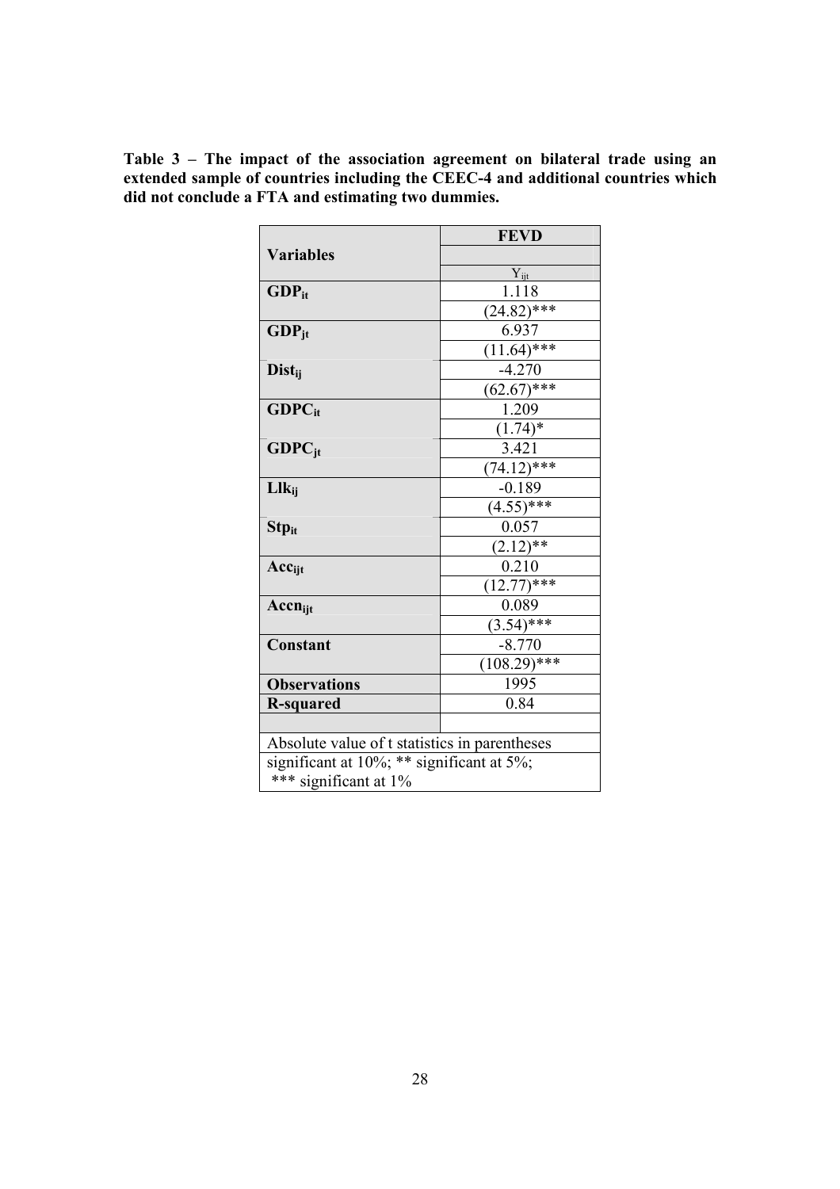**Table 3 – The impact of the association agreement on bilateral trade using an extended sample of countries including the CEEC-4 and additional countries which did not conclude a FTA and estimating two dummies.**

| Variables | FEVD |
|---|---|
| | |
| | $Y_{ijt}$ |
| **$GDP_{it}$** | 1.118 |
| | (24.82)*** |
| **$GDP_{jt}$** | 6.937 |
| | (11.64)*** |
| **$Dist_{ij}$** | -4.270 |
| | (62.67)*** |
| **$GDPC_{it}$** | 1.209 |
| | (1.74)* |
| **$GDPC_{jt}$** | 3.421 |
| | (74.12)*** |
| **$Llk_{ij}$** | -0.189 |
| | (4.55)*** |
| **$Stp_{it}$** | 0.057 |
| | (2.12)** |
| **$Acc_{ijt}$** | 0.210 |
| | (12.77)*** |
| **$Accn_{ijt}$** | 0.089 |
| | (3.54)*** |
| **Constant** | -8.770 |
| | (108.29)*** |
| **Observations** | 1995 |
| **R-squared** | 0.84 |
| | |
| Absolute value of t statistics in parentheses | |
| significant at 10%; ** significant at 5%; *** significant at 1% | |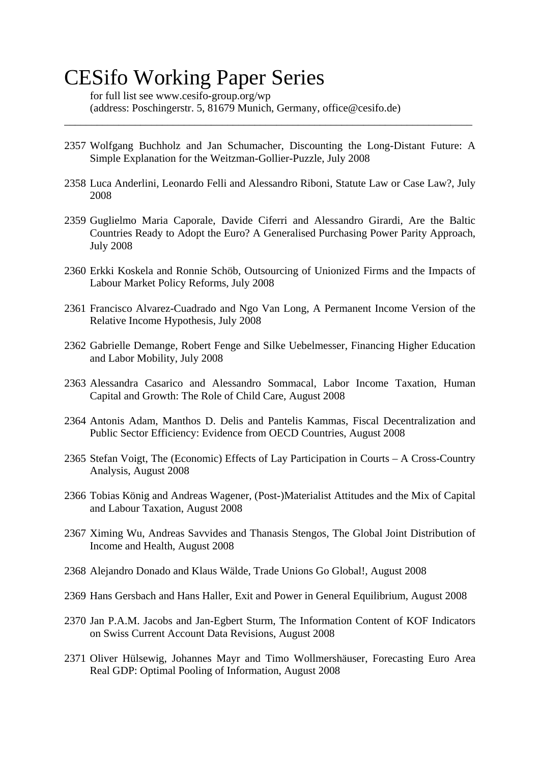# CESifo Working Paper Series

for full list see www.cesifo-group.org/wp
(address: Poschingerstr. 5, 81679 Munich, Germany, office@cesifo.de)

---

2357 Wolfgang Buchholz and Jan Schumacher, Discounting the Long-Distant Future: A Simple Explanation for the Weitzman-Gollier-Puzzle, July 2008

2358 Luca Anderlini, Leonardo Felli and Alessandro Riboni, Statute Law or Case Law?, July 2008

2359 Guglielmo Maria Caporale, Davide Ciferri and Alessandro Girardi, Are the Baltic Countries Ready to Adopt the Euro? A Generalised Purchasing Power Parity Approach, July 2008

2360 Erkki Koskela and Ronnie Schöb, Outsourcing of Unionized Firms and the Impacts of Labour Market Policy Reforms, July 2008

2361 Francisco Alvarez-Cuadrado and Ngo Van Long, A Permanent Income Version of the Relative Income Hypothesis, July 2008

2362 Gabrielle Demange, Robert Fenge and Silke Uebelmesser, Financing Higher Education and Labor Mobility, July 2008

2363 Alessandra Casarico and Alessandro Sommacal, Labor Income Taxation, Human Capital and Growth: The Role of Child Care, August 2008

2364 Antonis Adam, Manthos D. Delis and Pantelis Kammas, Fiscal Decentralization and Public Sector Efficiency: Evidence from OECD Countries, August 2008

2365 Stefan Voigt, The (Economic) Effects of Lay Participation in Courts – A Cross-Country Analysis, August 2008

2366 Tobias König and Andreas Wagener, (Post-)Materialist Attitudes and the Mix of Capital and Labour Taxation, August 2008

2367 Ximing Wu, Andreas Savvides and Thanasis Stengos, The Global Joint Distribution of Income and Health, August 2008

2368 Alejandro Donado and Klaus Wälde, Trade Unions Go Global!, August 2008

2369 Hans Gersbach and Hans Haller, Exit and Power in General Equilibrium, August 2008

2370 Jan P.A.M. Jacobs and Jan-Egbert Sturm, The Information Content of KOF Indicators on Swiss Current Account Data Revisions, August 2008

2371 Oliver Hülsewig, Johannes Mayr and Timo Wollmershäuser, Forecasting Euro Area Real GDP: Optimal Pooling of Information, August 2008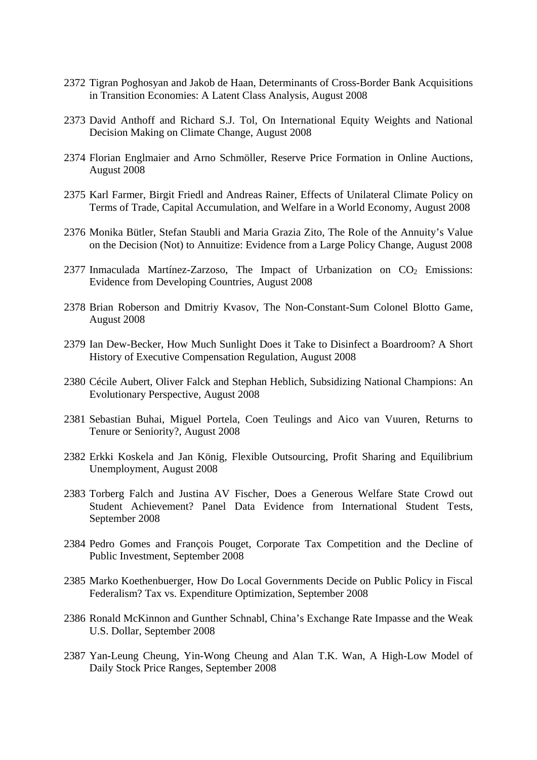2372 Tigran Poghosyan and Jakob de Haan, Determinants of Cross-Border Bank Acquisitions in Transition Economies: A Latent Class Analysis, August 2008

2373 David Anthoff and Richard S.J. Tol, On International Equity Weights and National Decision Making on Climate Change, August 2008

2374 Florian Englmaier and Arno Schmöller, Reserve Price Formation in Online Auctions, August 2008

2375 Karl Farmer, Birgit Friedl and Andreas Rainer, Effects of Unilateral Climate Policy on Terms of Trade, Capital Accumulation, and Welfare in a World Economy, August 2008

2376 Monika Bütler, Stefan Staubli and Maria Grazia Zito, The Role of the Annuity's Value on the Decision (Not) to Annuitize: Evidence from a Large Policy Change, August 2008

2377 Inmaculada Martínez-Zarzoso, The Impact of Urbanization on $CO_2$ Emissions: Evidence from Developing Countries, August 2008

2378 Brian Roberson and Dmitriy Kvasov, The Non-Constant-Sum Colonel Blotto Game, August 2008

2379 Ian Dew-Becker, How Much Sunlight Does it Take to Disinfect a Boardroom? A Short History of Executive Compensation Regulation, August 2008

2380 Cécile Aubert, Oliver Falck and Stephan Heblich, Subsidizing National Champions: An Evolutionary Perspective, August 2008

2381 Sebastian Buhai, Miguel Portela, Coen Teulings and Aico van Vuuren, Returns to Tenure or Seniority?, August 2008

2382 Erkki Koskela and Jan König, Flexible Outsourcing, Profit Sharing and Equilibrium Unemployment, August 2008

2383 Torberg Falch and Justina AV Fischer, Does a Generous Welfare State Crowd out Student Achievement? Panel Data Evidence from International Student Tests, September 2008

2384 Pedro Gomes and François Pouget, Corporate Tax Competition and the Decline of Public Investment, September 2008

2385 Marko Koethenbuerger, How Do Local Governments Decide on Public Policy in Fiscal Federalism? Tax vs. Expenditure Optimization, September 2008

2386 Ronald McKinnon and Gunther Schnabl, China's Exchange Rate Impasse and the Weak U.S. Dollar, September 2008

2387 Yan-Leung Cheung, Yin-Wong Cheung and Alan T.K. Wan, A High-Low Model of Daily Stock Price Ranges, September 2008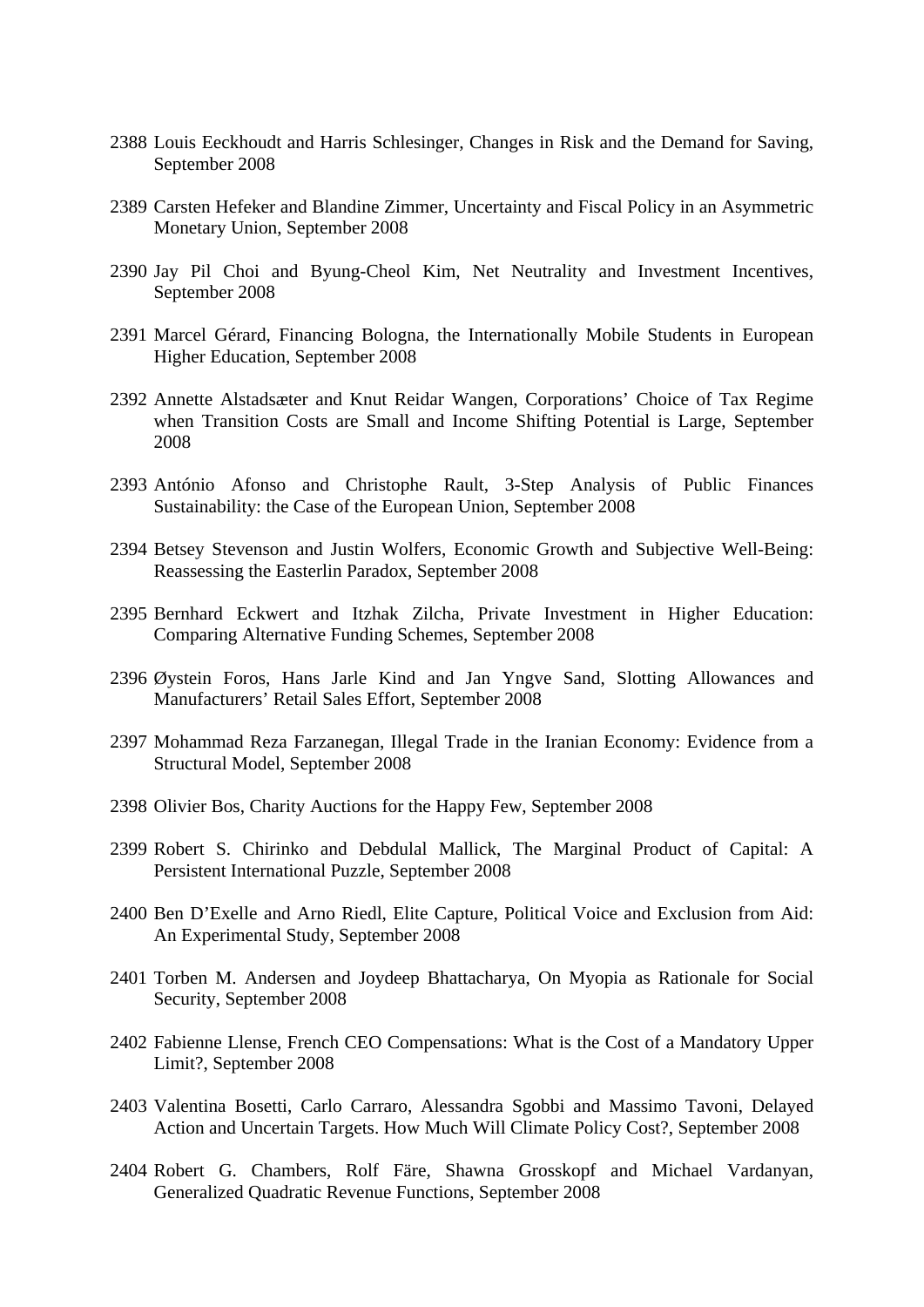2388 Louis Eeckhoudt and Harris Schlesinger, Changes in Risk and the Demand for Saving, September 2008

2389 Carsten Hefeker and Blandine Zimmer, Uncertainty and Fiscal Policy in an Asymmetric Monetary Union, September 2008

2390 Jay Pil Choi and Byung-Cheol Kim, Net Neutrality and Investment Incentives, September 2008

2391 Marcel Gérard, Financing Bologna, the Internationally Mobile Students in European Higher Education, September 2008

2392 Annette Alstadsæter and Knut Reidar Wangen, Corporations' Choice of Tax Regime when Transition Costs are Small and Income Shifting Potential is Large, September 2008

2393 António Afonso and Christophe Rault, 3-Step Analysis of Public Finances Sustainability: the Case of the European Union, September 2008

2394 Betsey Stevenson and Justin Wolfers, Economic Growth and Subjective Well-Being: Reassessing the Easterlin Paradox, September 2008

2395 Bernhard Eckwert and Itzhak Zilcha, Private Investment in Higher Education: Comparing Alternative Funding Schemes, September 2008

2396 Øystein Foros, Hans Jarle Kind and Jan Yngve Sand, Slotting Allowances and Manufacturers' Retail Sales Effort, September 2008

2397 Mohammad Reza Farzanegan, Illegal Trade in the Iranian Economy: Evidence from a Structural Model, September 2008

2398 Olivier Bos, Charity Auctions for the Happy Few, September 2008

2399 Robert S. Chirinko and Debdulal Mallick, The Marginal Product of Capital: A Persistent International Puzzle, September 2008

2400 Ben D'Exelle and Arno Riedl, Elite Capture, Political Voice and Exclusion from Aid: An Experimental Study, September 2008

2401 Torben M. Andersen and Joydeep Bhattacharya, On Myopia as Rationale for Social Security, September 2008

2402 Fabienne Llense, French CEO Compensations: What is the Cost of a Mandatory Upper Limit?, September 2008

2403 Valentina Bosetti, Carlo Carraro, Alessandra Sgobbi and Massimo Tavoni, Delayed Action and Uncertain Targets. How Much Will Climate Policy Cost?, September 2008

2404 Robert G. Chambers, Rolf Färe, Shawna Grosskopf and Michael Vardanyan, Generalized Quadratic Revenue Functions, September 2008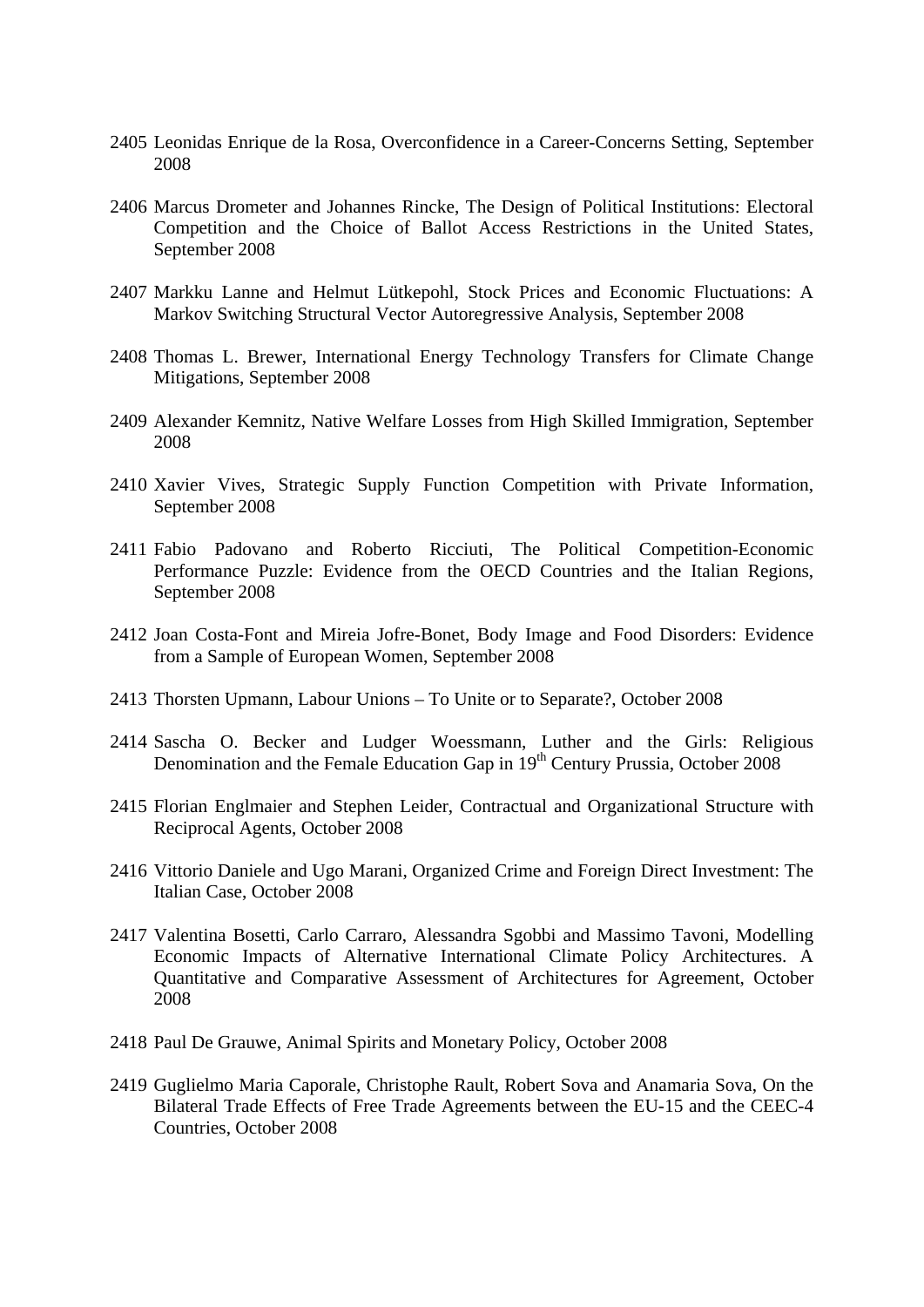2405 Leonidas Enrique de la Rosa, Overconfidence in a Career-Concerns Setting, September 2008

2406 Marcus Drometer and Johannes Rincke, The Design of Political Institutions: Electoral Competition and the Choice of Ballot Access Restrictions in the United States, September 2008

2407 Markku Lanne and Helmut Lütkepohl, Stock Prices and Economic Fluctuations: A Markov Switching Structural Vector Autoregressive Analysis, September 2008

2408 Thomas L. Brewer, International Energy Technology Transfers for Climate Change Mitigations, September 2008

2409 Alexander Kemnitz, Native Welfare Losses from High Skilled Immigration, September 2008

2410 Xavier Vives, Strategic Supply Function Competition with Private Information, September 2008

2411 Fabio Padovano and Roberto Ricciuti, The Political Competition-Economic Performance Puzzle: Evidence from the OECD Countries and the Italian Regions, September 2008

2412 Joan Costa-Font and Mireia Jofre-Bonet, Body Image and Food Disorders: Evidence from a Sample of European Women, September 2008

2413 Thorsten Upmann, Labour Unions – To Unite or to Separate?, October 2008

2414 Sascha O. Becker and Ludger Woessmann, Luther and the Girls: Religious Denomination and the Female Education Gap in 19th Century Prussia, October 2008

2415 Florian Englmaier and Stephen Leider, Contractual and Organizational Structure with Reciprocal Agents, October 2008

2416 Vittorio Daniele and Ugo Marani, Organized Crime and Foreign Direct Investment: The Italian Case, October 2008

2417 Valentina Bosetti, Carlo Carraro, Alessandra Sgobbi and Massimo Tavoni, Modelling Economic Impacts of Alternative International Climate Policy Architectures. A Quantitative and Comparative Assessment of Architectures for Agreement, October 2008

2418 Paul De Grauwe, Animal Spirits and Monetary Policy, October 2008

2419 Guglielmo Maria Caporale, Christophe Rault, Robert Sova and Anamaria Sova, On the Bilateral Trade Effects of Free Trade Agreements between the EU-15 and the CEEC-4 Countries, October 2008